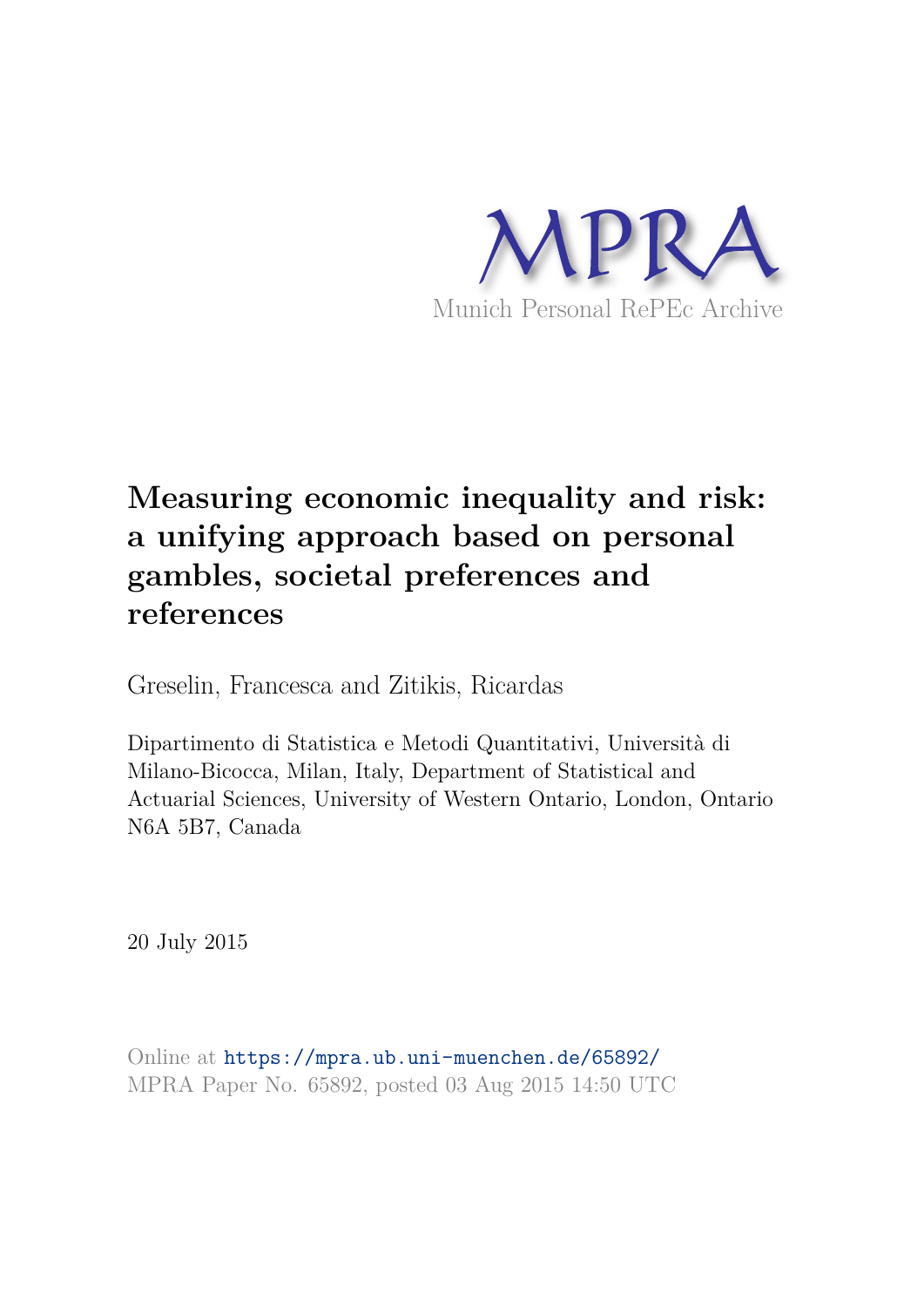MPRA

Munich Personal RePEc Archive

# Measuring economic inequality and risk: a unifying approach based on personal gambles, societal preferences and references

Greselin, Francesca and Zitikis, Ricardas

Dipartimento di Statistica e Metodi Quantitativi, Università di Milano-Bicocca, Milan, Italy, Department of Statistical and Actuarial Sciences, University of Western Ontario, London, Ontario N6A 5B7, Canada

20 July 2015

Online at https://mpra.ub.uni-muenchen.de/65892/
MPRA Paper No. 65892, posted 03 Aug 2015 14:50 UTC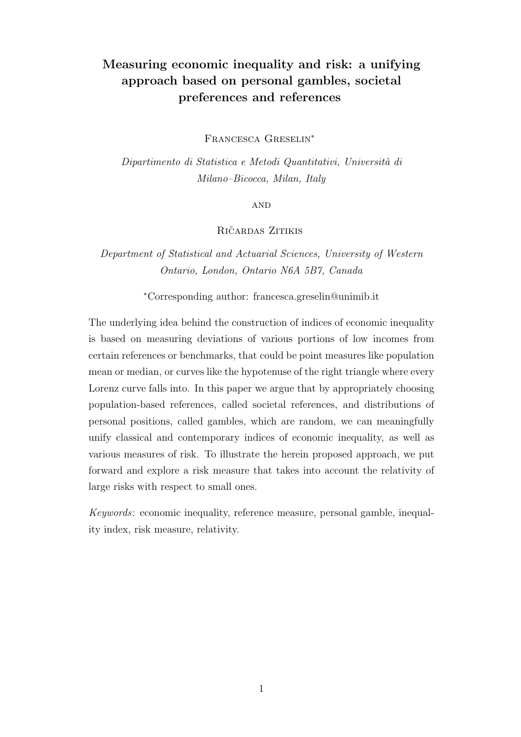# Measuring economic inequality and risk: a unifying approach based on personal gambles, societal preferences and references

Francesca Greselin*

*Dipartimento di Statistica e Metodi Quantitativi, Università di Milano–Bicocca, Milan, Italy*

AND

Ričardas Zitikis

*Department of Statistical and Actuarial Sciences, University of Western Ontario, London, Ontario N6A 5B7, Canada*

*Corresponding author: francesca.greselin@unimib.it

The underlying idea behind the construction of indices of economic inequality is based on measuring deviations of various portions of low incomes from certain references or benchmarks, that could be point measures like population mean or median, or curves like the hypotenuse of the right triangle where every Lorenz curve falls into. In this paper we argue that by appropriately choosing population-based references, called societal references, and distributions of personal positions, called gambles, which are random, we can meaningfully unify classical and contemporary indices of economic inequality, as well as various measures of risk. To illustrate the herein proposed approach, we put forward and explore a risk measure that takes into account the relativity of large risks with respect to small ones.

*Keywords*: economic inequality, reference measure, personal gamble, inequality index, risk measure, relativity.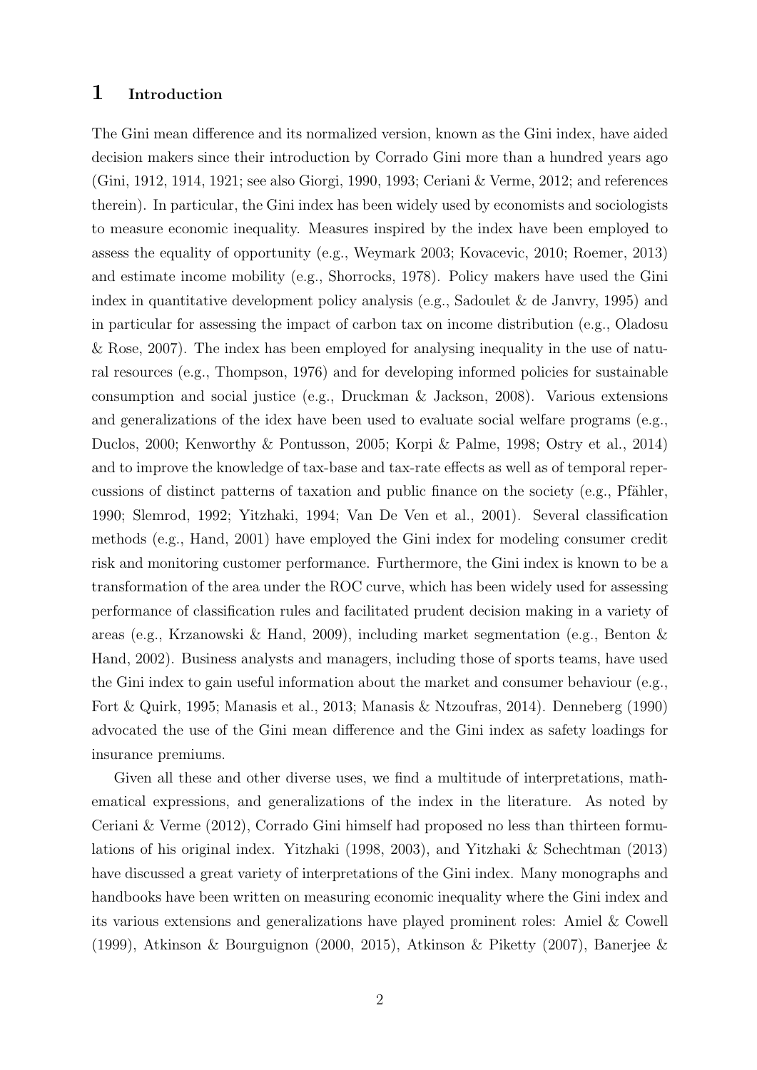# 1 Introduction

The Gini mean difference and its normalized version, known as the Gini index, have aided decision makers since their introduction by Corrado Gini more than a hundred years ago (Gini, 1912, 1914, 1921; see also Giorgi, 1990, 1993; Ceriani & Verme, 2012; and references therein). In particular, the Gini index has been widely used by economists and sociologists to measure economic inequality. Measures inspired by the index have been employed to assess the equality of opportunity (e.g., Weymark 2003; Kovacevic, 2010; Roemer, 2013) and estimate income mobility (e.g., Shorrocks, 1978). Policy makers have used the Gini index in quantitative development policy analysis (e.g., Sadoulet & de Janvry, 1995) and in particular for assessing the impact of carbon tax on income distribution (e.g., Oladosu & Rose, 2007). The index has been employed for analysing inequality in the use of natural resources (e.g., Thompson, 1976) and for developing informed policies for sustainable consumption and social justice (e.g., Druckman & Jackson, 2008). Various extensions and generalizations of the idex have been used to evaluate social welfare programs (e.g., Duclos, 2000; Kenworthy & Pontusson, 2005; Korpi & Palme, 1998; Ostry et al., 2014) and to improve the knowledge of tax-base and tax-rate effects as well as of temporal repercussions of distinct patterns of taxation and public finance on the society (e.g., Pfähler, 1990; Slemrod, 1992; Yitzhaki, 1994; Van De Ven et al., 2001). Several classification methods (e.g., Hand, 2001) have employed the Gini index for modeling consumer credit risk and monitoring customer performance. Furthermore, the Gini index is known to be a transformation of the area under the ROC curve, which has been widely used for assessing performance of classification rules and facilitated prudent decision making in a variety of areas (e.g., Krzanowski & Hand, 2009), including market segmentation (e.g., Benton & Hand, 2002). Business analysts and managers, including those of sports teams, have used the Gini index to gain useful information about the market and consumer behaviour (e.g., Fort & Quirk, 1995; Manasis et al., 2013; Manasis & Ntzoufras, 2014). Denneberg (1990) advocated the use of the Gini mean difference and the Gini index as safety loadings for insurance premiums.

Given all these and other diverse uses, we find a multitude of interpretations, mathematical expressions, and generalizations of the index in the literature. As noted by Ceriani & Verme (2012), Corrado Gini himself had proposed no less than thirteen formulations of his original index. Yitzhaki (1998, 2003), and Yitzhaki & Schechtman (2013) have discussed a great variety of interpretations of the Gini index. Many monographs and handbooks have been written on measuring economic inequality where the Gini index and its various extensions and generalizations have played prominent roles: Amiel & Cowell (1999), Atkinson & Bourguignon (2000, 2015), Atkinson & Piketty (2007), Banerjee &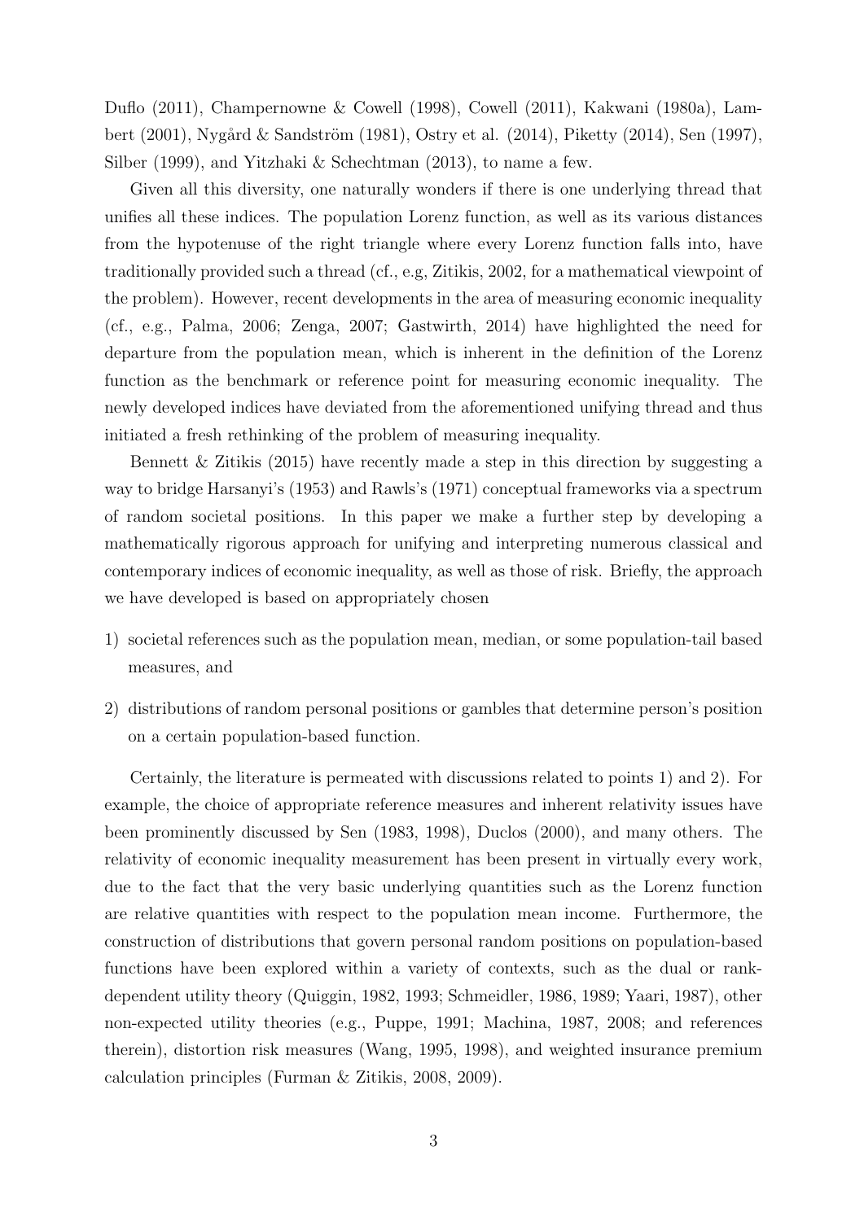Duflo (2011), Champernowne & Cowell (1998), Cowell (2011), Kakwani (1980a), Lambert (2001), Nygård & Sandström (1981), Ostry et al. (2014), Piketty (2014), Sen (1997), Silber (1999), and Yitzhaki & Schechtman (2013), to name a few.

Given all this diversity, one naturally wonders if there is one underlying thread that unifies all these indices. The population Lorenz function, as well as its various distances from the hypotenuse of the right triangle where every Lorenz function falls into, have traditionally provided such a thread (cf., e.g, Zitikis, 2002, for a mathematical viewpoint of the problem). However, recent developments in the area of measuring economic inequality (cf., e.g., Palma, 2006; Zenga, 2007; Gastwirth, 2014) have highlighted the need for departure from the population mean, which is inherent in the definition of the Lorenz function as the benchmark or reference point for measuring economic inequality. The newly developed indices have deviated from the aforementioned unifying thread and thus initiated a fresh rethinking of the problem of measuring inequality.

Bennett & Zitikis (2015) have recently made a step in this direction by suggesting a way to bridge Harsanyi's (1953) and Rawls's (1971) conceptual frameworks via a spectrum of random societal positions. In this paper we make a further step by developing a mathematically rigorous approach for unifying and interpreting numerous classical and contemporary indices of economic inequality, as well as those of risk. Briefly, the approach we have developed is based on appropriately chosen

1) societal references such as the population mean, median, or some population-tail based measures, and
2) distributions of random personal positions or gambles that determine person's position on a certain population-based function.

Certainly, the literature is permeated with discussions related to points 1) and 2). For example, the choice of appropriate reference measures and inherent relativity issues have been prominently discussed by Sen (1983, 1998), Duclos (2000), and many others. The relativity of economic inequality measurement has been present in virtually every work, due to the fact that the very basic underlying quantities such as the Lorenz function are relative quantities with respect to the population mean income. Furthermore, the construction of distributions that govern personal random positions on population-based functions have been explored within a variety of contexts, such as the dual or rank-dependent utility theory (Quiggin, 1982, 1993; Schmeidler, 1986, 1989; Yaari, 1987), other non-expected utility theories (e.g., Puppe, 1991; Machina, 1987, 2008; and references therein), distortion risk measures (Wang, 1995, 1998), and weighted insurance premium calculation principles (Furman & Zitikis, 2008, 2009).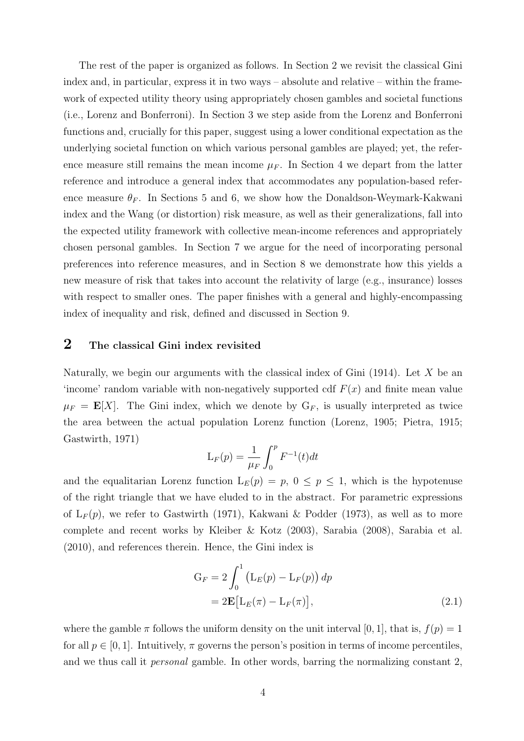The rest of the paper is organized as follows. In Section 2 we revisit the classical Gini index and, in particular, express it in two ways – absolute and relative – within the framework of expected utility theory using appropriately chosen gambles and societal functions (i.e., Lorenz and Bonferroni). In Section 3 we step aside from the Lorenz and Bonferroni functions and, crucially for this paper, suggest using a lower conditional expectation as the underlying societal function on which various personal gambles are played; yet, the reference measure still remains the mean income $\mu_F$. In Section 4 we depart from the latter reference and introduce a general index that accommodates any population-based reference measure $\theta_F$. In Sections 5 and 6, we show how the Donaldson-Weymark-Kakwani index and the Wang (or distortion) risk measure, as well as their generalizations, fall into the expected utility framework with collective mean-income references and appropriately chosen personal gambles. In Section 7 we argue for the need of incorporating personal preferences into reference measures, and in Section 8 we demonstrate how this yields a new measure of risk that takes into account the relativity of large (e.g., insurance) losses with respect to smaller ones. The paper finishes with a general and highly-encompassing index of inequality and risk, defined and discussed in Section 9.

## 2 The classical Gini index revisited

Naturally, we begin our arguments with the classical index of Gini (1914). Let $X$ be an 'income' random variable with non-negatively supported cdf $F(x)$ and finite mean value $\mu_F = \mathbf{E}[X]$. The Gini index, which we denote by $\mathrm{G}_F$, is usually interpreted as twice the area between the actual population Lorenz function (Lorenz, 1905; Pietra, 1915; Gastwirth, 1971)

$$\mathrm{L}_F(p) = \frac{1}{\mu_F} \int_0^p F^{-1}(t)dt$$

and the equalitarian Lorenz function $\mathrm{L}_E(p) = p$, $0 \leq p \leq 1$, which is the hypotenuse of the right triangle that we have eluded to in the abstract. For parametric expressions of $\mathrm{L}_F(p)$, we refer to Gastwirth (1971), Kakwani & Podder (1973), as well as to more complete and recent works by Kleiber & Kotz (2003), Sarabia (2008), Sarabia et al. (2010), and references therein. Hence, the Gini index is

$$\begin{aligned}
\mathrm{G}_F &= 2 \int_0^1 \big(\mathrm{L}_E(p) - \mathrm{L}_F(p)\big)\, dp \\
&= 2\mathbf{E}\big[\mathrm{L}_E(\pi) - \mathrm{L}_F(\pi)\big], \qquad (2.1)
\end{aligned}$$

where the gamble $\pi$ follows the uniform density on the unit interval $[0, 1]$, that is, $f(p) = 1$ for all $p \in [0, 1]$. Intuitively, $\pi$ governs the person's position in terms of income percentiles, and we thus call it *personal* gamble. In other words, barring the normalizing constant 2,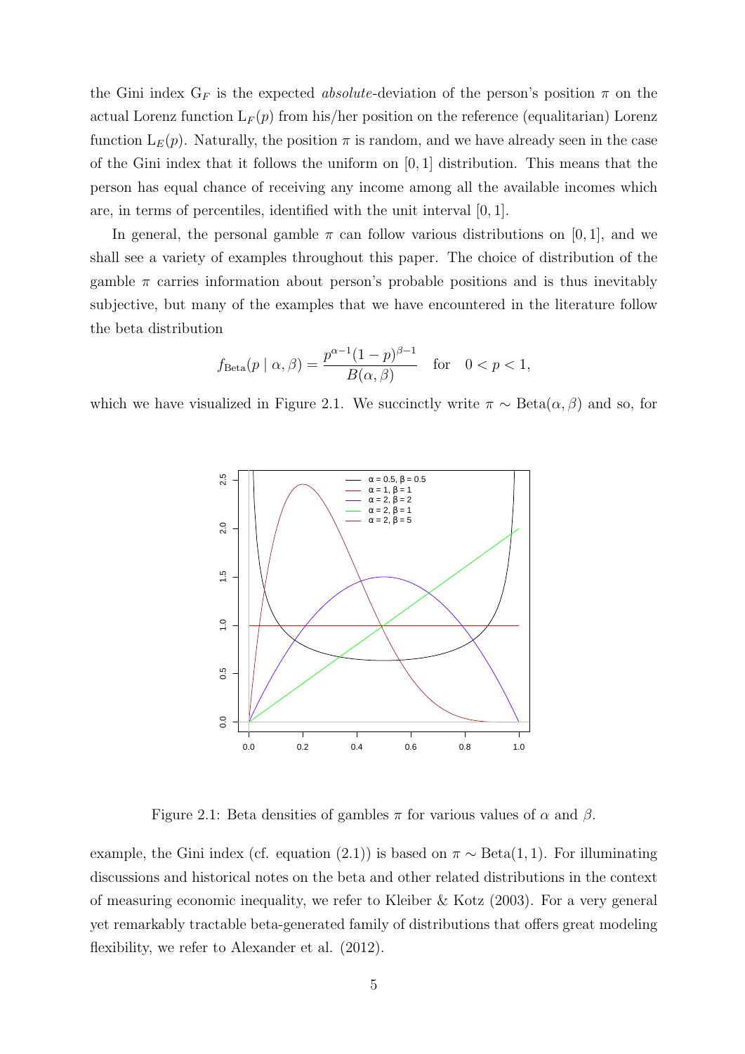the Gini index $G_F$ is the expected *absolute*-deviation of the person's position $\pi$ on the actual Lorenz function $L_F(p)$ from his/her position on the reference (equalitarian) Lorenz function $L_E(p)$. Naturally, the position $\pi$ is random, and we have already seen in the case of the Gini index that it follows the uniform on $[0, 1]$ distribution. This means that the person has equal chance of receiving any income among all the available incomes which are, in terms of percentiles, identified with the unit interval $[0, 1]$.

In general, the personal gamble $\pi$ can follow various distributions on $[0, 1]$, and we shall see a variety of examples throughout this paper. The choice of distribution of the gamble $\pi$ carries information about person's probable positions and is thus inevitably subjective, but many of the examples that we have encountered in the literature follow the beta distribution

$$f_{\text{Beta}}(p \mid \alpha, \beta) = \frac{p^{\alpha-1}(1-p)^{\beta-1}}{B(\alpha, \beta)} \quad \text{for} \quad 0 < p < 1,$$

which we have visualized in Figure 2.1. We succinctly write $\pi \sim \text{Beta}(\alpha, \beta)$ and so, for

Figure 2.1: Beta densities of gambles $\pi$ for various values of $\alpha$ and $\beta$.

example, the Gini index (cf. equation (2.1)) is based on $\pi \sim \text{Beta}(1, 1)$. For illuminating discussions and historical notes on the beta and other related distributions in the context of measuring economic inequality, we refer to Kleiber & Kotz (2003). For a very general yet remarkably tractable beta-generated family of distributions that offers great modeling flexibility, we refer to Alexander et al. (2012).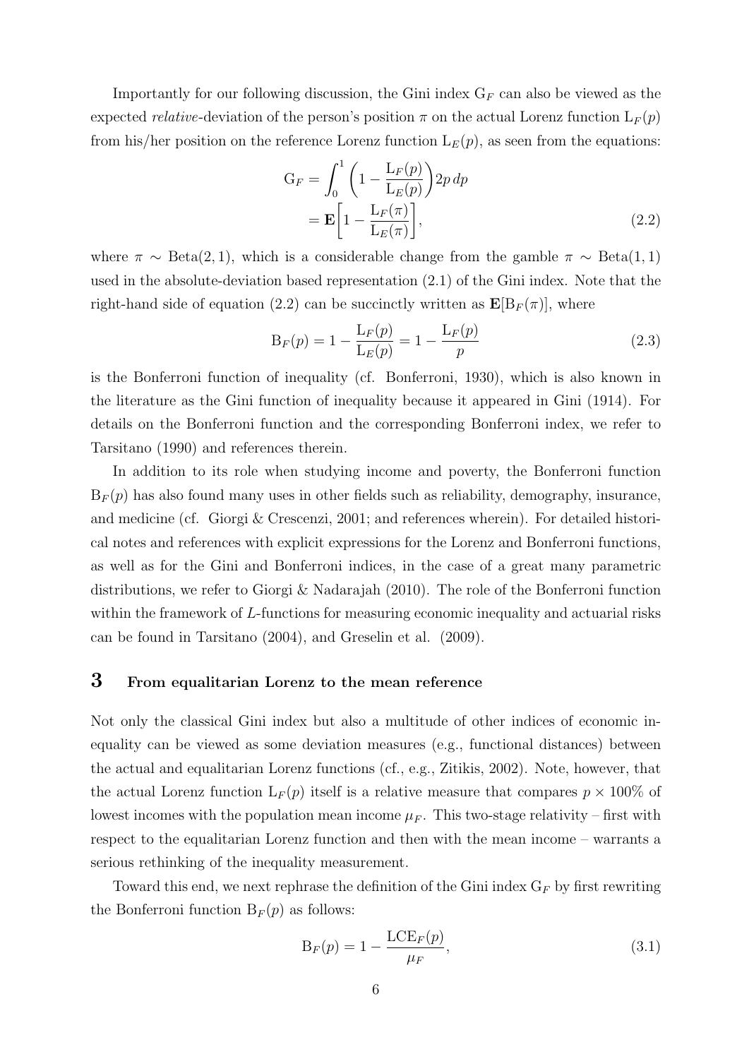Importantly for our following discussion, the Gini index $\mathrm{G}_F$ can also be viewed as the expected *relative*-deviation of the person's position $\pi$ on the actual Lorenz function $\mathrm{L}_F(p)$ from his/her position on the reference Lorenz function $\mathrm{L}_E(p)$, as seen from the equations:

$$
\begin{aligned}
\mathrm{G}_F &= \int_0^1 \left(1 - \frac{\mathrm{L}_F(p)}{\mathrm{L}_E(p)}\right) 2p\, dp \\
&= \mathbf{E}\left[1 - \frac{\mathrm{L}_F(\pi)}{\mathrm{L}_E(\pi)}\right],
\end{aligned}
\tag{2.2}
$$

where $\pi \sim \mathrm{Beta}(2, 1)$, which is a considerable change from the gamble $\pi \sim \mathrm{Beta}(1, 1)$ used in the absolute-deviation based representation (2.1) of the Gini index. Note that the right-hand side of equation (2.2) can be succinctly written as $\mathbf{E}[\mathrm{B}_F(\pi)]$, where

$$
\mathrm{B}_F(p) = 1 - \frac{\mathrm{L}_F(p)}{\mathrm{L}_E(p)} = 1 - \frac{\mathrm{L}_F(p)}{p}
\tag{2.3}
$$

is the Bonferroni function of inequality (cf. Bonferroni, 1930), which is also known in the literature as the Gini function of inequality because it appeared in Gini (1914). For details on the Bonferroni function and the corresponding Bonferroni index, we refer to Tarsitano (1990) and references therein.

In addition to its role when studying income and poverty, the Bonferroni function $\mathrm{B}_F(p)$ has also found many uses in other fields such as reliability, demography, insurance, and medicine (cf. Giorgi & Crescenzi, 2001; and references wherein). For detailed historical notes and references with explicit expressions for the Lorenz and Bonferroni functions, as well as for the Gini and Bonferroni indices, in the case of a great many parametric distributions, we refer to Giorgi & Nadarajah (2010). The role of the Bonferroni function within the framework of $L$-functions for measuring economic inequality and actuarial risks can be found in Tarsitano (2004), and Greselin et al. (2009).

## 3 From equalitarian Lorenz to the mean reference

Not only the classical Gini index but also a multitude of other indices of economic inequality can be viewed as some deviation measures (e.g., functional distances) between the actual and equalitarian Lorenz functions (cf., e.g., Zitikis, 2002). Note, however, that the actual Lorenz function $\mathrm{L}_F(p)$ itself is a relative measure that compares $p \times 100\%$ of lowest incomes with the population mean income $\mu_F$. This two-stage relativity – first with respect to the equalitarian Lorenz function and then with the mean income – warrants a serious rethinking of the inequality measurement.

Toward this end, we next rephrase the definition of the Gini index $\mathrm{G}_F$ by first rewriting the Bonferroni function $\mathrm{B}_F(p)$ as follows:

$$
\mathrm{B}_F(p) = 1 - \frac{\mathrm{LCE}_F(p)}{\mu_F},
\tag{3.1}
$$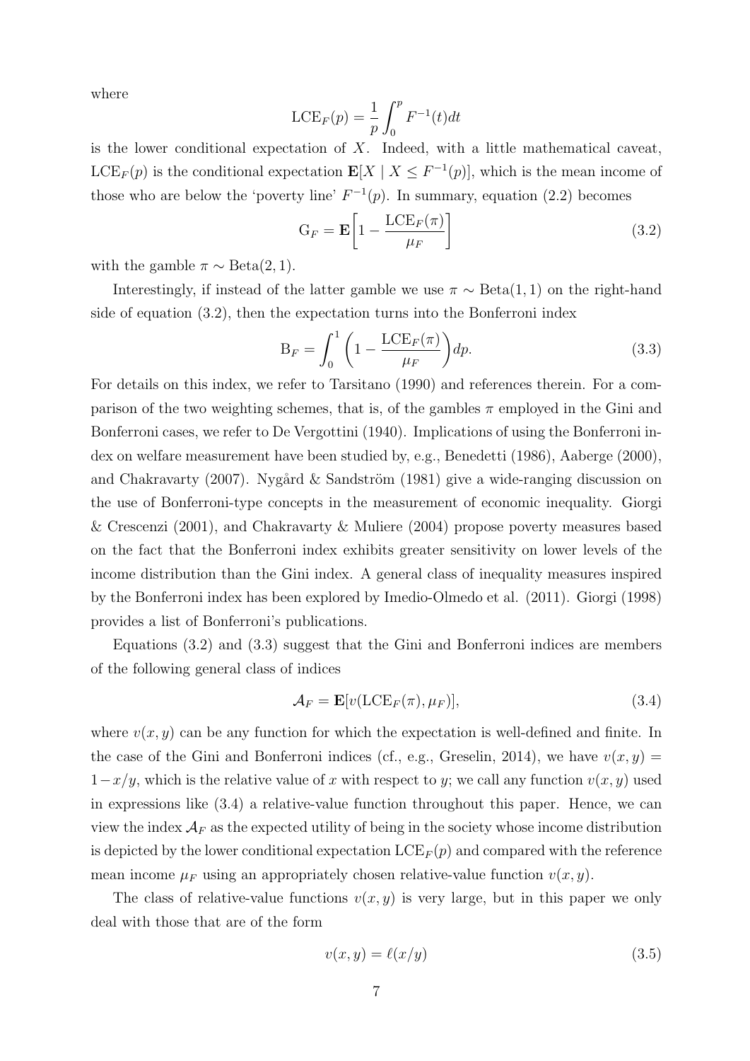where

$$\mathrm{LCE}_F(p) = \frac{1}{p}\int_0^p F^{-1}(t)dt$$

is the lower conditional expectation of $X$. Indeed, with a little mathematical caveat, $\mathrm{LCE}_F(p)$ is the conditional expectation $\mathbf{E}[X \mid X \le F^{-1}(p)]$, which is the mean income of those who are below the 'poverty line' $F^{-1}(p)$. In summary, equation (2.2) becomes

$$\mathrm{G}_F = \mathbf{E}\left[1 - \frac{\mathrm{LCE}_F(\pi)}{\mu_F}\right] \tag{3.2}$$

with the gamble $\pi \sim \mathrm{Beta}(2, 1)$.

Interestingly, if instead of the latter gamble we use $\pi \sim \mathrm{Beta}(1, 1)$ on the right-hand side of equation (3.2), then the expectation turns into the Bonferroni index

$$\mathrm{B}_F = \int_0^1 \left(1 - \frac{\mathrm{LCE}_F(\pi)}{\mu_F}\right)dp. \tag{3.3}$$

For details on this index, we refer to Tarsitano (1990) and references therein. For a comparison of the two weighting schemes, that is, of the gambles $\pi$ employed in the Gini and Bonferroni cases, we refer to De Vergottini (1940). Implications of using the Bonferroni index on welfare measurement have been studied by, e.g., Benedetti (1986), Aaberge (2000), and Chakravarty (2007). Nygård & Sandström (1981) give a wide-ranging discussion on the use of Bonferroni-type concepts in the measurement of economic inequality. Giorgi & Crescenzi (2001), and Chakravarty & Muliere (2004) propose poverty measures based on the fact that the Bonferroni index exhibits greater sensitivity on lower levels of the income distribution than the Gini index. A general class of inequality measures inspired by the Bonferroni index has been explored by Imedio-Olmedo et al. (2011). Giorgi (1998) provides a list of Bonferroni's publications.

Equations (3.2) and (3.3) suggest that the Gini and Bonferroni indices are members of the following general class of indices

$$\mathcal{A}_F = \mathbf{E}[v(\mathrm{LCE}_F(\pi), \mu_F)], \tag{3.4}$$

where $v(x, y)$ can be any function for which the expectation is well-defined and finite. In the case of the Gini and Bonferroni indices (cf., e.g., Greselin, 2014), we have $v(x, y) = 1-x/y$, which is the relative value of $x$ with respect to $y$; we call any function $v(x, y)$ used in expressions like (3.4) a relative-value function throughout this paper. Hence, we can view the index $\mathcal{A}_F$ as the expected utility of being in the society whose income distribution is depicted by the lower conditional expectation $\mathrm{LCE}_F(p)$ and compared with the reference mean income $\mu_F$ using an appropriately chosen relative-value function $v(x, y)$.

The class of relative-value functions $v(x, y)$ is very large, but in this paper we only deal with those that are of the form

$$v(x, y) = \ell(x/y) \tag{3.5}$$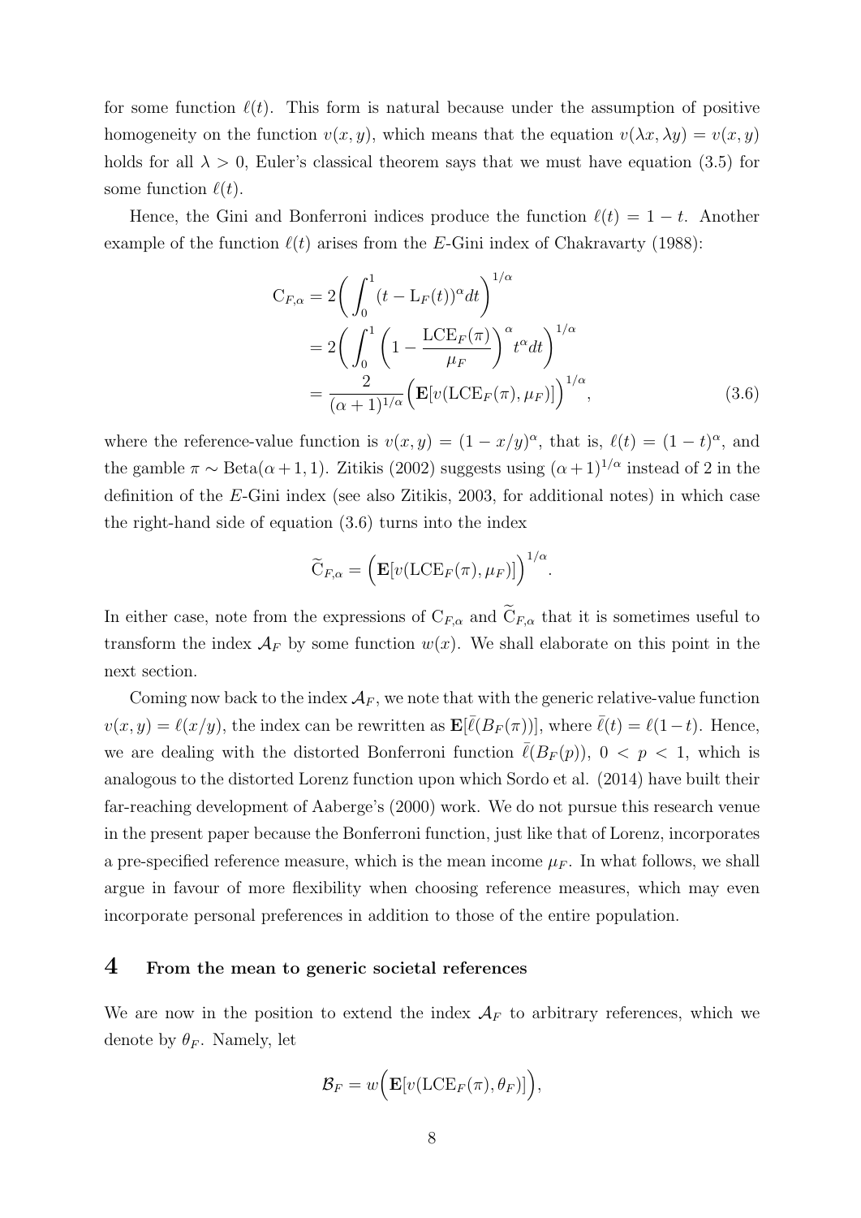for some function $\ell(t)$. This form is natural because under the assumption of positive homogeneity on the function $v(x, y)$, which means that the equation $v(\lambda x, \lambda y) = v(x, y)$ holds for all $\lambda > 0$, Euler's classical theorem says that we must have equation (3.5) for some function $\ell(t)$.

Hence, the Gini and Bonferroni indices produce the function $\ell(t) = 1 - t$. Another example of the function $\ell(t)$ arises from the $E$-Gini index of Chakravarty (1988):

$$
\begin{aligned}
\mathrm{C}_{F,\alpha} &= 2\bigg( \int_0^1 (t - \mathrm{L}_F(t))^\alpha dt \bigg)^{1/\alpha} \\
&= 2\bigg( \int_0^1 \bigg( 1 - \frac{\mathrm{LCE}_F(\pi)}{\mu_F} \bigg)^\alpha t^\alpha dt \bigg)^{1/\alpha} \\
&= \frac{2}{(\alpha+1)^{1/\alpha}} \Big( \mathbf{E}[v(\mathrm{LCE}_F(\pi), \mu_F)] \Big)^{1/\alpha}, \qquad (3.6)
\end{aligned}
$$

where the reference-value function is $v(x, y) = (1 - x/y)^\alpha$, that is, $\ell(t) = (1 - t)^\alpha$, and the gamble $\pi \sim \mathrm{Beta}(\alpha + 1, 1)$. Zitikis (2002) suggests using $(\alpha + 1)^{1/\alpha}$ instead of 2 in the definition of the $E$-Gini index (see also Zitikis, 2003, for additional notes) in which case the right-hand side of equation (3.6) turns into the index

$$
\widetilde{\mathrm{C}}_{F,\alpha} = \Big( \mathbf{E}[v(\mathrm{LCE}_F(\pi), \mu_F)] \Big)^{1/\alpha}.
$$

In either case, note from the expressions of $\mathrm{C}_{F,\alpha}$ and $\widetilde{\mathrm{C}}_{F,\alpha}$ that it is sometimes useful to transform the index $\mathcal{A}_F$ by some function $w(x)$. We shall elaborate on this point in the next section.

Coming now back to the index $\mathcal{A}_F$, we note that with the generic relative-value function $v(x, y) = \ell(x/y)$, the index can be rewritten as $\mathbf{E}[\bar{\ell}(B_F(\pi))]$, where $\bar{\ell}(t) = \ell(1-t)$. Hence, we are dealing with the distorted Bonferroni function $\bar{\ell}(B_F(p))$, $0 < p < 1$, which is analogous to the distorted Lorenz function upon which Sordo et al. (2014) have built their far-reaching development of Aaberge's (2000) work. We do not pursue this research venue in the present paper because the Bonferroni function, just like that of Lorenz, incorporates a pre-specified reference measure, which is the mean income $\mu_F$. In what follows, we shall argue in favour of more flexibility when choosing reference measures, which may even incorporate personal preferences in addition to those of the entire population.

# 4 From the mean to generic societal references

We are now in the position to extend the index $\mathcal{A}_F$ to arbitrary references, which we denote by $\theta_F$. Namely, let

$$
\mathcal{B}_F = w\Big( \mathbf{E}[v(\mathrm{LCE}_F(\pi), \theta_F)] \Big),
$$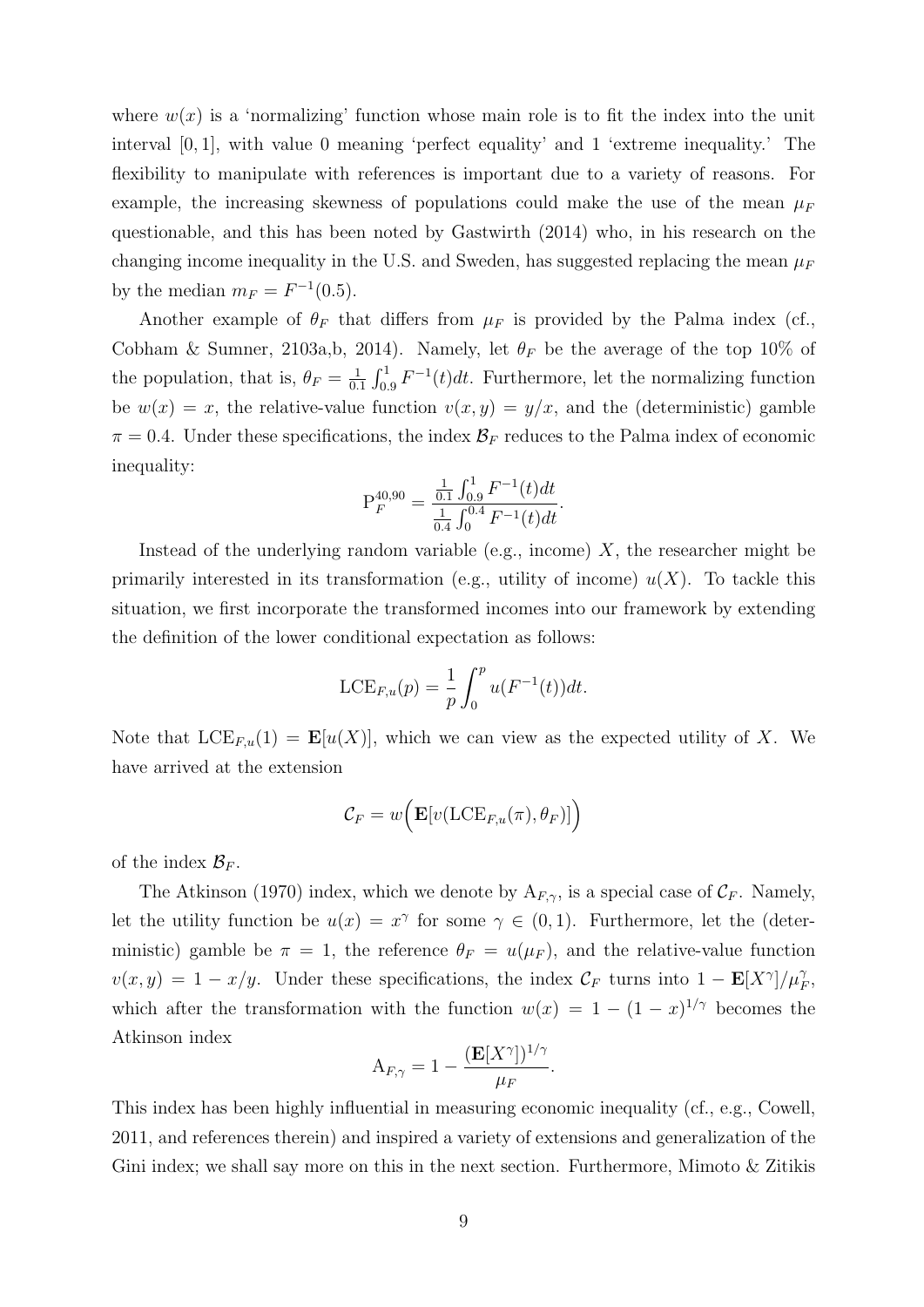where $w(x)$ is a 'normalizing' function whose main role is to fit the index into the unit interval $[0, 1]$, with value 0 meaning 'perfect equality' and 1 'extreme inequality.' The flexibility to manipulate with references is important due to a variety of reasons. For example, the increasing skewness of populations could make the use of the mean $\mu_F$ questionable, and this has been noted by Gastwirth (2014) who, in his research on the changing income inequality in the U.S. and Sweden, has suggested replacing the mean $\mu_F$ by the median $m_F = F^{-1}(0.5)$.

Another example of $\theta_F$ that differs from $\mu_F$ is provided by the Palma index (cf., Cobham & Sumner, 2103a,b, 2014). Namely, let $\theta_F$ be the average of the top 10% of the population, that is, $\theta_F = \frac{1}{0.1}\int_{0.9}^{1} F^{-1}(t)dt$. Furthermore, let the normalizing function be $w(x) = x$, the relative-value function $v(x, y) = y/x$, and the (deterministic) gamble $\pi = 0.4$. Under these specifications, the index $\mathcal{B}_F$ reduces to the Palma index of economic inequality:

$$\mathrm{P}_F^{40,90} = \frac{\frac{1}{0.1}\int_{0.9}^{1} F^{-1}(t)dt}{\frac{1}{0.4}\int_{0}^{0.4} F^{-1}(t)dt}.$$

Instead of the underlying random variable (e.g., income) $X$, the researcher might be primarily interested in its transformation (e.g., utility of income) $u(X)$. To tackle this situation, we first incorporate the transformed incomes into our framework by extending the definition of the lower conditional expectation as follows:

$$\mathrm{LCE}_{F,u}(p) = \frac{1}{p}\int_{0}^{p} u(F^{-1}(t))dt.$$

Note that $\mathrm{LCE}_{F,u}(1) = \mathbf{E}[u(X)]$, which we can view as the expected utility of $X$. We have arrived at the extension

$$\mathcal{C}_F = w\Big(\mathbf{E}[v(\mathrm{LCE}_{F,u}(\pi), \theta_F)]\Big)$$

of the index $\mathcal{B}_F$.

The Atkinson (1970) index, which we denote by $\mathrm{A}_{F,\gamma}$, is a special case of $\mathcal{C}_F$. Namely, let the utility function be $u(x) = x^{\gamma}$ for some $\gamma \in (0, 1)$. Furthermore, let the (deterministic) gamble be $\pi = 1$, the reference $\theta_F = u(\mu_F)$, and the relative-value function $v(x, y) = 1 - x/y$. Under these specifications, the index $\mathcal{C}_F$ turns into $1 - \mathbf{E}[X^{\gamma}]/\mu_F^{\gamma}$, which after the transformation with the function $w(x) = 1 - (1 - x)^{1/\gamma}$ becomes the Atkinson index

$$\mathrm{A}_{F,\gamma} = 1 - \frac{(\mathbf{E}[X^{\gamma}])^{1/\gamma}}{\mu_F}.$$

This index has been highly influential in measuring economic inequality (cf., e.g., Cowell, 2011, and references therein) and inspired a variety of extensions and generalization of the Gini index; we shall say more on this in the next section. Furthermore, Mimoto & Zitikis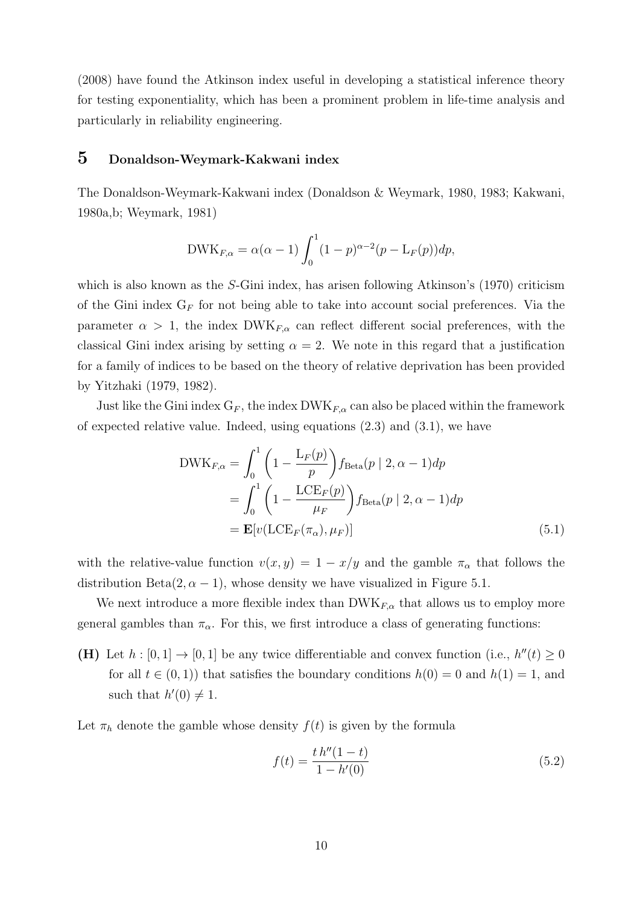(2008) have found the Atkinson index useful in developing a statistical inference theory for testing exponentiality, which has been a prominent problem in life-time analysis and particularly in reliability engineering.

## 5 Donaldson-Weymark-Kakwani index

The Donaldson-Weymark-Kakwani index (Donaldson & Weymark, 1980, 1983; Kakwani, 1980a,b; Weymark, 1981)

$$\mathrm{DWK}_{F,\alpha} = \alpha(\alpha-1)\int_0^1 (1-p)^{\alpha-2}(p - \mathrm{L}_F(p))dp,$$

which is also known as the $S$-Gini index, has arisen following Atkinson's (1970) criticism of the Gini index $\mathrm{G}_F$ for not being able to take into account social preferences. Via the parameter $\alpha > 1$, the index $\mathrm{DWK}_{F,\alpha}$ can reflect different social preferences, with the classical Gini index arising by setting $\alpha = 2$. We note in this regard that a justification for a family of indices to be based on the theory of relative deprivation has been provided by Yitzhaki (1979, 1982).

Just like the Gini index $\mathrm{G}_F$, the index $\mathrm{DWK}_{F,\alpha}$ can also be placed within the framework of expected relative value. Indeed, using equations (2.3) and (3.1), we have

$$\begin{aligned}
\mathrm{DWK}_{F,\alpha} &= \int_0^1 \left(1 - \frac{\mathrm{L}_F(p)}{p}\right) f_{\mathrm{Beta}}(p \mid 2, \alpha-1)dp \\
&= \int_0^1 \left(1 - \frac{\mathrm{LCE}_F(p)}{\mu_F}\right) f_{\mathrm{Beta}}(p \mid 2, \alpha-1)dp \\
&= \mathbf{E}[v(\mathrm{LCE}_F(\pi_\alpha), \mu_F)] \qquad (5.1)
\end{aligned}$$

with the relative-value function $v(x, y) = 1 - x/y$ and the gamble $\pi_\alpha$ that follows the distribution $\mathrm{Beta}(2, \alpha-1)$, whose density we have visualized in Figure 5.1.

We next introduce a more flexible index than $\mathrm{DWK}_{F,\alpha}$ that allows us to employ more general gambles than $\pi_\alpha$. For this, we first introduce a class of generating functions:

**(H)** Let $h : [0, 1] \to [0, 1]$ be any twice differentiable and convex function (i.e., $h''(t) \geq 0$ for all $t \in (0, 1)$) that satisfies the boundary conditions $h(0) = 0$ and $h(1) = 1$, and such that $h'(0) \neq 1$.

Let $\pi_h$ denote the gamble whose density $f(t)$ is given by the formula

$$f(t) = \frac{t\, h''(1-t)}{1 - h'(0)} \qquad (5.2)$$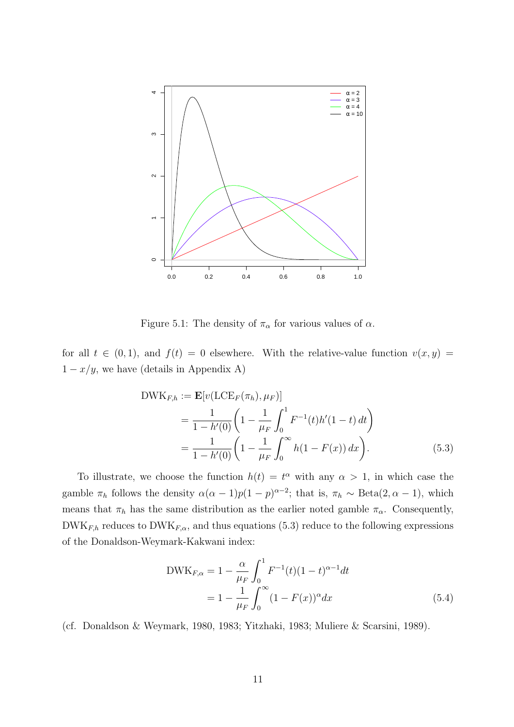Figure 5.1: The density of $\pi_\alpha$ for various values of $\alpha$.

for all $t \in (0,1)$, and $f(t) = 0$ elsewhere. With the relative-value function $v(x,y) = 1 - x/y$, we have (details in Appendix A)

$$
\begin{aligned}
\mathrm{DWK}_{F,h} &:= \mathbf{E}[v(\mathrm{LCE}_F(\pi_h), \mu_F)] \\
&= \frac{1}{1 - h'(0)} \left( 1 - \frac{1}{\mu_F} \int_0^1 F^{-1}(t) h'(1-t)\, dt \right) \\
&= \frac{1}{1 - h'(0)} \left( 1 - \frac{1}{\mu_F} \int_0^\infty h(1 - F(x))\, dx \right). \qquad (5.3)
\end{aligned}
$$

To illustrate, we choose the function $h(t) = t^\alpha$ with any $\alpha > 1$, in which case the gamble $\pi_h$ follows the density $\alpha(\alpha-1)p(1-p)^{\alpha-2}$; that is, $\pi_h \sim \mathrm{Beta}(2, \alpha - 1)$, which means that $\pi_h$ has the same distribution as the earlier noted gamble $\pi_\alpha$. Consequently, $\mathrm{DWK}_{F,h}$ reduces to $\mathrm{DWK}_{F,\alpha}$, and thus equations (5.3) reduce to the following expressions of the Donaldson-Weymark-Kakwani index:

$$
\begin{aligned}
\mathrm{DWK}_{F,\alpha} &= 1 - \frac{\alpha}{\mu_F} \int_0^1 F^{-1}(t)(1-t)^{\alpha-1} dt \\
&= 1 - \frac{1}{\mu_F} \int_0^\infty (1 - F(x))^\alpha dx \qquad (5.4)
\end{aligned}
$$

(cf. Donaldson & Weymark, 1980, 1983; Yitzhaki, 1983; Muliere & Scarsini, 1989).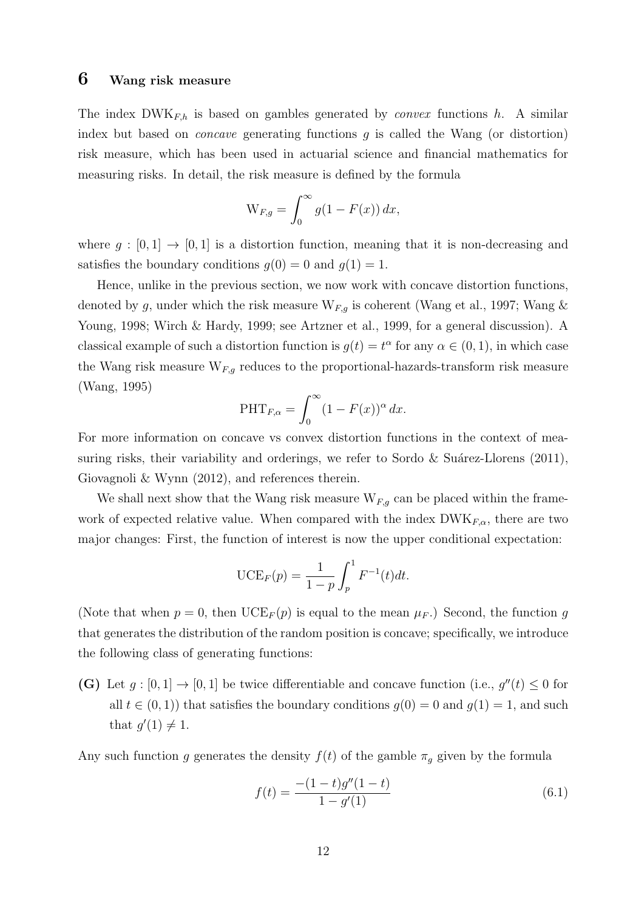## 6 Wang risk measure

The index $\mathrm{DWK}_{F,h}$ is based on gambles generated by *convex* functions $h$. A similar index but based on *concave* generating functions $g$ is called the Wang (or distortion) risk measure, which has been used in actuarial science and financial mathematics for measuring risks. In detail, the risk measure is defined by the formula

$$\mathrm{W}_{F,g} = \int_0^\infty g(1 - F(x))\, dx,$$

where $g : [0,1] \to [0,1]$ is a distortion function, meaning that it is non-decreasing and satisfies the boundary conditions $g(0) = 0$ and $g(1) = 1$.

Hence, unlike in the previous section, we now work with concave distortion functions, denoted by $g$, under which the risk measure $\mathrm{W}_{F,g}$ is coherent (Wang et al., 1997; Wang & Young, 1998; Wirch & Hardy, 1999; see Artzner et al., 1999, for a general discussion). A classical example of such a distortion function is $g(t) = t^\alpha$ for any $\alpha \in (0,1)$, in which case the Wang risk measure $\mathrm{W}_{F,g}$ reduces to the proportional-hazards-transform risk measure (Wang, 1995)

$$\mathrm{PHT}_{F,\alpha} = \int_0^\infty (1 - F(x))^\alpha\, dx.$$

For more information on concave vs convex distortion functions in the context of measuring risks, their variability and orderings, we refer to Sordo & Suárez-Llorens (2011), Giovagnoli & Wynn (2012), and references therein.

We shall next show that the Wang risk measure $\mathrm{W}_{F,g}$ can be placed within the framework of expected relative value. When compared with the index $\mathrm{DWK}_{F,\alpha}$, there are two major changes: First, the function of interest is now the upper conditional expectation:

$$\mathrm{UCE}_F(p) = \frac{1}{1-p} \int_p^1 F^{-1}(t) dt.$$

(Note that when $p = 0$, then $\mathrm{UCE}_F(p)$ is equal to the mean $\mu_F$.) Second, the function $g$ that generates the distribution of the random position is concave; specifically, we introduce the following class of generating functions:

**(G)** Let $g : [0,1] \to [0,1]$ be twice differentiable and concave function (i.e., $g''(t) \leq 0$ for all $t \in (0,1)$) that satisfies the boundary conditions $g(0) = 0$ and $g(1) = 1$, and such that $g'(1) \neq 1$.

Any such function $g$ generates the density $f(t)$ of the gamble $\pi_g$ given by the formula

$$f(t) = \frac{-(1-t)g''(1-t)}{1 - g'(1)} \tag{6.1}$$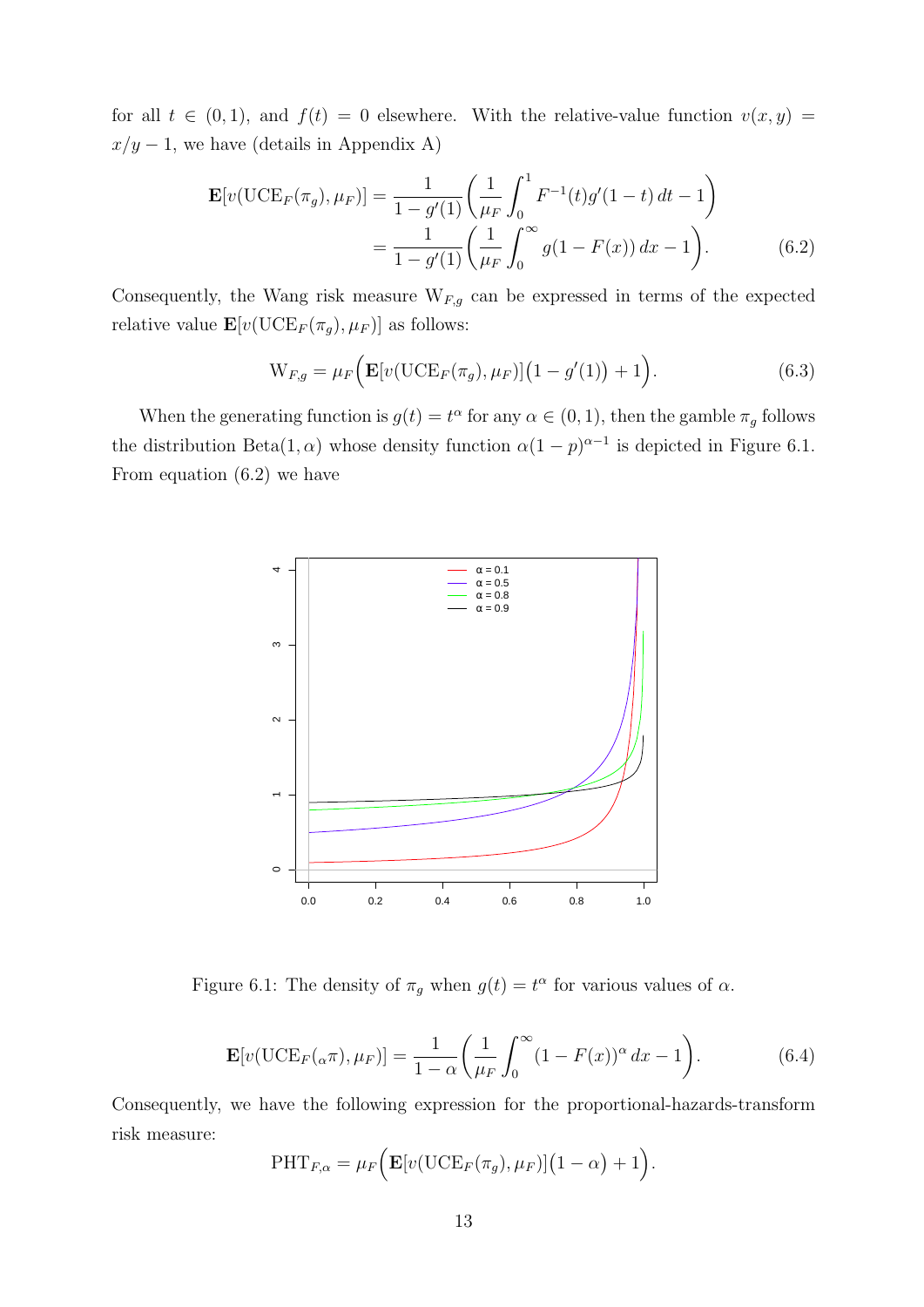for all $t \in (0,1)$, and $f(t) = 0$ elsewhere. With the relative-value function $v(x,y) = x/y - 1$, we have (details in Appendix A)

$$
\begin{aligned}
\mathbf{E}[v(\mathrm{UCE}_F(\pi_g), \mu_F)] &= \frac{1}{1-g'(1)}\left(\frac{1}{\mu_F}\int_0^1 F^{-1}(t) g'(1-t)\, dt - 1\right) \\
&= \frac{1}{1-g'(1)}\left(\frac{1}{\mu_F}\int_0^\infty g(1-F(x))\, dx - 1\right).
\end{aligned}
\tag{6.2}
$$

Consequently, the Wang risk measure $\mathrm{W}_{F,g}$ can be expressed in terms of the expected relative value $\mathbf{E}[v(\mathrm{UCE}_F(\pi_g), \mu_F)]$ as follows:

$$
\mathrm{W}_{F,g} = \mu_F\Big(\mathbf{E}[v(\mathrm{UCE}_F(\pi_g), \mu_F)]\big(1-g'(1)\big) + 1\Big). \tag{6.3}
$$

When the generating function is $g(t) = t^\alpha$ for any $\alpha \in (0,1)$, then the gamble $\pi_g$ follows the distribution $\mathrm{Beta}(1, \alpha)$ whose density function $\alpha(1-p)^{\alpha-1}$ is depicted in Figure 6.1. From equation (6.2) we have

Figure 6.1: The density of $\pi_g$ when $g(t) = t^\alpha$ for various values of $\alpha$.

$$
\mathbf{E}[v(\mathrm{UCE}_F({}_\alpha\pi), \mu_F)] = \frac{1}{1-\alpha}\left(\frac{1}{\mu_F}\int_0^\infty (1-F(x))^\alpha\, dx - 1\right). \tag{6.4}
$$

Consequently, we have the following expression for the proportional-hazards-transform risk measure:

$$
\mathrm{PHT}_{F,\alpha} = \mu_F\Big(\mathbf{E}[v(\mathrm{UCE}_F(\pi_g), \mu_F)]\big(1-\alpha\big) + 1\Big).
$$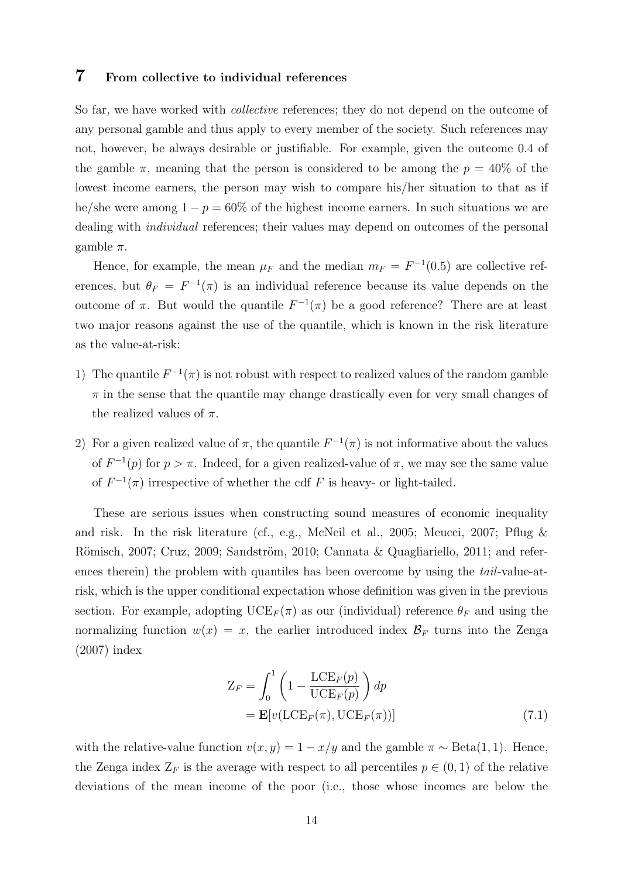# 7 From collective to individual references

So far, we have worked with *collective* references; they do not depend on the outcome of any personal gamble and thus apply to every member of the society. Such references may not, however, be always desirable or justifiable. For example, given the outcome 0.4 of the gamble $\pi$, meaning that the person is considered to be among the $p = 40\%$ of the lowest income earners, the person may wish to compare his/her situation to that as if he/she were among $1 - p = 60\%$ of the highest income earners. In such situations we are dealing with *individual* references; their values may depend on outcomes of the personal gamble $\pi$.

Hence, for example, the mean $\mu_F$ and the median $m_F = F^{-1}(0.5)$ are collective references, but $\theta_F = F^{-1}(\pi)$ is an individual reference because its value depends on the outcome of $\pi$. But would the quantile $F^{-1}(\pi)$ be a good reference? There are at least two major reasons against the use of the quantile, which is known in the risk literature as the value-at-risk:

1) The quantile $F^{-1}(\pi)$ is not robust with respect to realized values of the random gamble $\pi$ in the sense that the quantile may change drastically even for very small changes of the realized values of $\pi$.

2) For a given realized value of $\pi$, the quantile $F^{-1}(\pi)$ is not informative about the values of $F^{-1}(p)$ for $p > \pi$. Indeed, for a given realized-value of $\pi$, we may see the same value of $F^{-1}(\pi)$ irrespective of whether the cdf $F$ is heavy- or light-tailed.

These are serious issues when constructing sound measures of economic inequality and risk. In the risk literature (cf., e.g., McNeil et al., 2005; Meucci, 2007; Pflug & Römisch, 2007; Cruz, 2009; Sandström, 2010; Cannata & Quagliariello, 2011; and references therein) the problem with quantiles has been overcome by using the *tail*-value-at-risk, which is the upper conditional expectation whose definition was given in the previous section. For example, adopting $\mathrm{UCE}_F(\pi)$ as our (individual) reference $\theta_F$ and using the normalizing function $w(x) = x$, the earlier introduced index $\mathcal{B}_F$ turns into the Zenga (2007) index

$$
\begin{aligned}
\mathrm{Z}_F &= \int_0^1 \left(1 - \frac{\mathrm{LCE}_F(p)}{\mathrm{UCE}_F(p)}\right) dp \\
&= \mathbf{E}[v(\mathrm{LCE}_F(\pi), \mathrm{UCE}_F(\pi))] \qquad (7.1)
\end{aligned}
$$

with the relative-value function $v(x, y) = 1 - x/y$ and the gamble $\pi \sim \mathrm{Beta}(1, 1)$. Hence, the Zenga index $\mathrm{Z}_F$ is the average with respect to all percentiles $p \in (0, 1)$ of the relative deviations of the mean income of the poor (i.e., those whose incomes are below the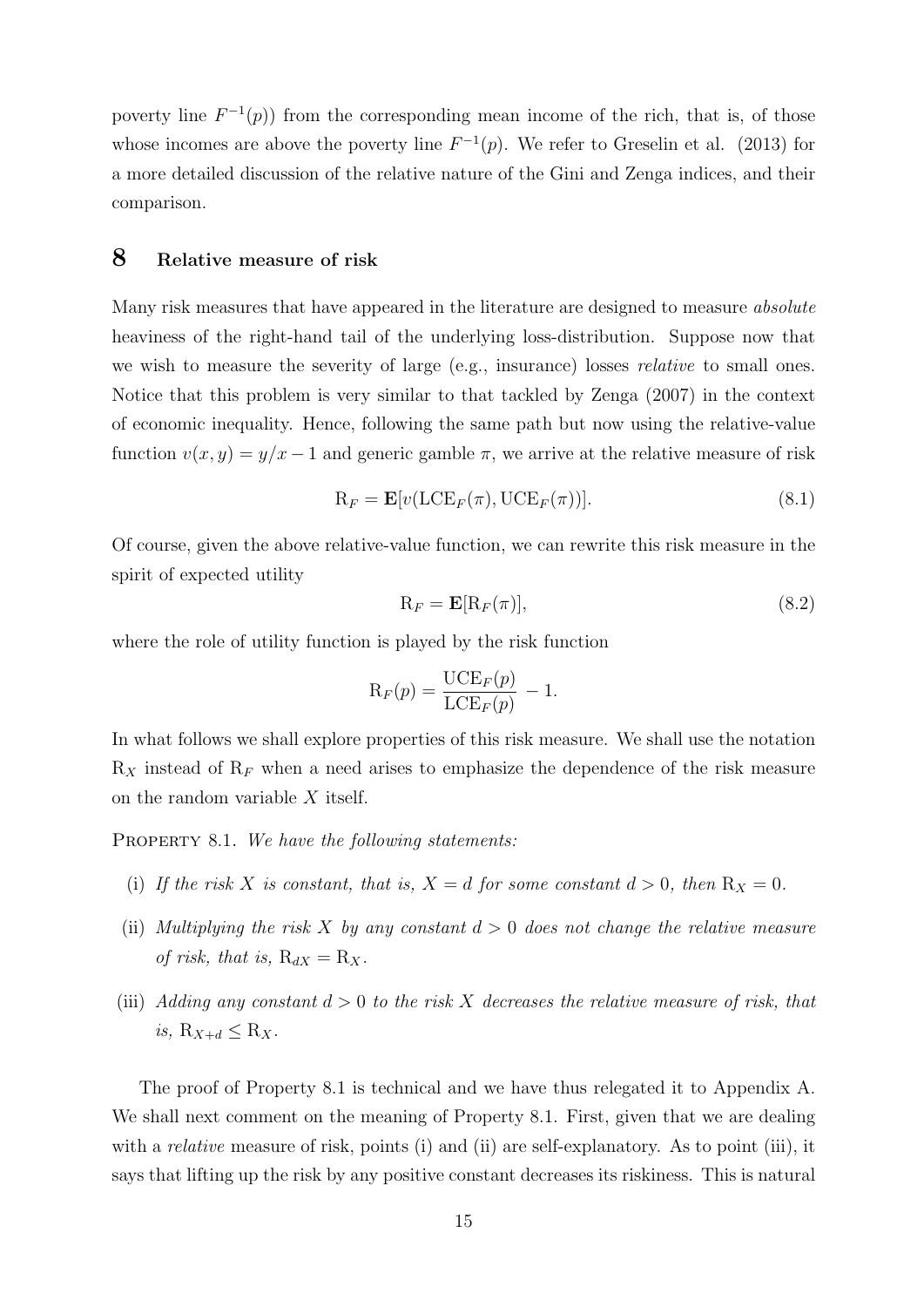poverty line $F^{-1}(p)$) from the corresponding mean income of the rich, that is, of those whose incomes are above the poverty line $F^{-1}(p)$. We refer to Greselin et al. (2013) for a more detailed discussion of the relative nature of the Gini and Zenga indices, and their comparison.

## 8 Relative measure of risk

Many risk measures that have appeared in the literature are designed to measure *absolute* heaviness of the right-hand tail of the underlying loss-distribution. Suppose now that we wish to measure the severity of large (e.g., insurance) losses *relative* to small ones. Notice that this problem is very similar to that tackled by Zenga (2007) in the context of economic inequality. Hence, following the same path but now using the relative-value function $v(x, y) = y/x - 1$ and generic gamble $\pi$, we arrive at the relative measure of risk

$$\mathrm{R}_F = \mathbf{E}[v(\mathrm{LCE}_F(\pi), \mathrm{UCE}_F(\pi))]. \tag{8.1}$$

Of course, given the above relative-value function, we can rewrite this risk measure in the spirit of expected utility

$$\mathrm{R}_F = \mathbf{E}[\mathrm{R}_F(\pi)], \tag{8.2}$$

where the role of utility function is played by the risk function

$$\mathrm{R}_F(p) = \frac{\mathrm{UCE}_F(p)}{\mathrm{LCE}_F(p)} - 1.$$

In what follows we shall explore properties of this risk measure. We shall use the notation $\mathrm{R}_X$ instead of $\mathrm{R}_F$ when a need arises to emphasize the dependence of the risk measure on the random variable $X$ itself.

Property 8.1. *We have the following statements:*

(i) *If the risk $X$ is constant, that is, $X = d$ for some constant $d > 0$, then $\mathrm{R}_X = 0$.*

(ii) *Multiplying the risk $X$ by any constant $d > 0$ does not change the relative measure of risk, that is, $\mathrm{R}_{dX} = \mathrm{R}_X$.*

(iii) *Adding any constant $d > 0$ to the risk $X$ decreases the relative measure of risk, that is, $\mathrm{R}_{X+d} \leq \mathrm{R}_X$.*

The proof of Property 8.1 is technical and we have thus relegated it to Appendix A. We shall next comment on the meaning of Property 8.1. First, given that we are dealing with a *relative* measure of risk, points (i) and (ii) are self-explanatory. As to point (iii), it says that lifting up the risk by any positive constant decreases its riskiness. This is natural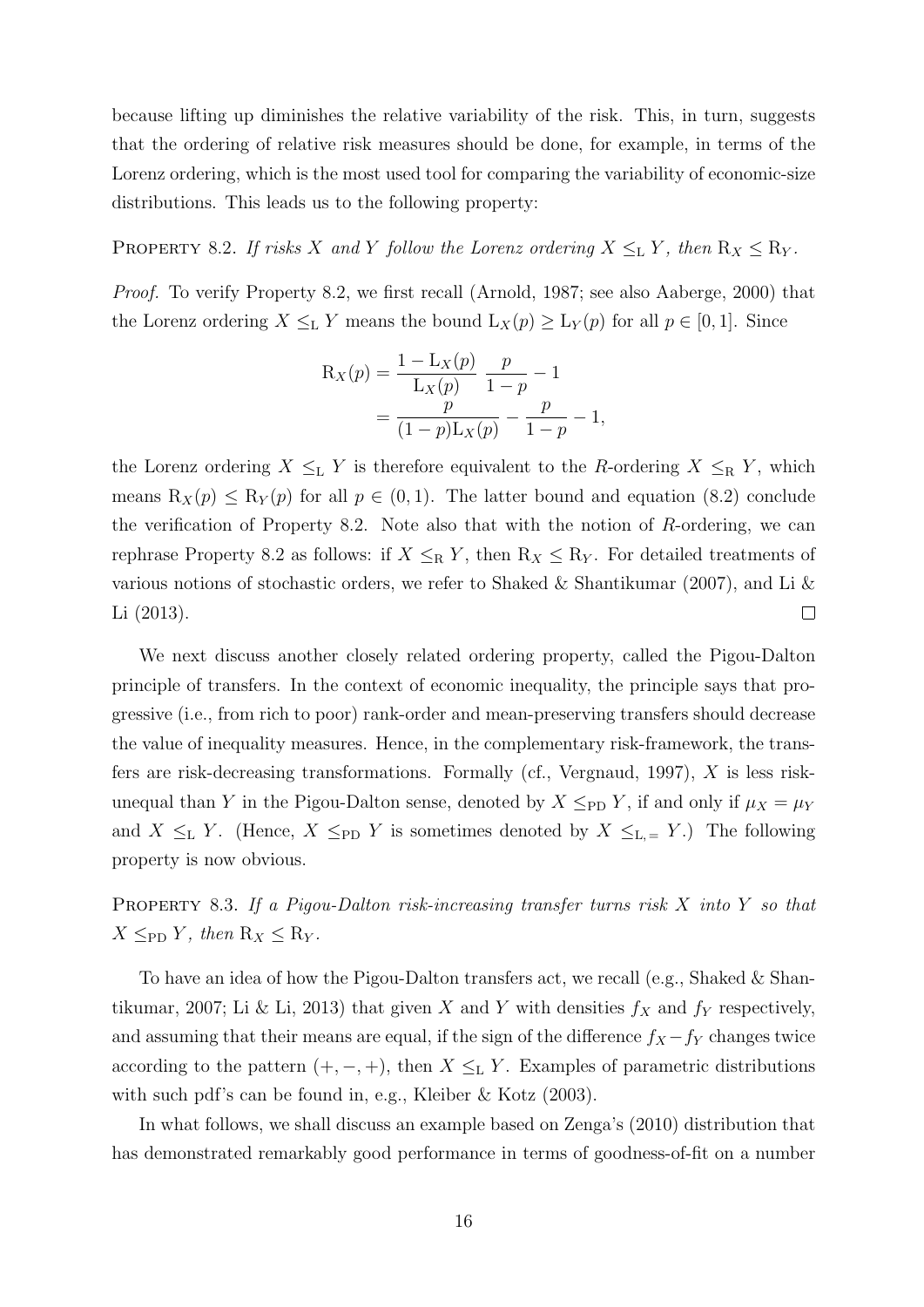because lifting up diminishes the relative variability of the risk. This, in turn, suggests that the ordering of relative risk measures should be done, for example, in terms of the Lorenz ordering, which is the most used tool for comparing the variability of economic-size distributions. This leads us to the following property:

PROPERTY 8.2. *If risks $X$ and $Y$ follow the Lorenz ordering $X \leq_{\mathrm{L}} Y$, then $\mathrm{R}_X \leq \mathrm{R}_Y$.*

*Proof.* To verify Property 8.2, we first recall (Arnold, 1987; see also Aaberge, 2000) that the Lorenz ordering $X \leq_{\mathrm{L}} Y$ means the bound $\mathrm{L}_X(p) \geq \mathrm{L}_Y(p)$ for all $p \in [0, 1]$. Since

$$
\begin{aligned}
\mathrm{R}_X(p) &= \frac{1 - \mathrm{L}_X(p)}{\mathrm{L}_X(p)} \, \frac{p}{1-p} - 1 \\
&= \frac{p}{(1-p)\mathrm{L}_X(p)} - \frac{p}{1-p} - 1,
\end{aligned}
$$

the Lorenz ordering $X \leq_{\mathrm{L}} Y$ is therefore equivalent to the $R$-ordering $X \leq_{\mathrm{R}} Y$, which means $\mathrm{R}_X(p) \leq \mathrm{R}_Y(p)$ for all $p \in (0, 1)$. The latter bound and equation (8.2) conclude the verification of Property 8.2. Note also that with the notion of $R$-ordering, we can rephrase Property 8.2 as follows: if $X \leq_{\mathrm{R}} Y$, then $\mathrm{R}_X \leq \mathrm{R}_Y$. For detailed treatments of various notions of stochastic orders, we refer to Shaked & Shantikumar (2007), and Li & Li (2013). □

We next discuss another closely related ordering property, called the Pigou-Dalton principle of transfers. In the context of economic inequality, the principle says that progressive (i.e., from rich to poor) rank-order and mean-preserving transfers should decrease the value of inequality measures. Hence, in the complementary risk-framework, the transfers are risk-decreasing transformations. Formally (cf., Vergnaud, 1997), $X$ is less risk-unequal than $Y$ in the Pigou-Dalton sense, denoted by $X \leq_{\mathrm{PD}} Y$, if and only if $\mu_X = \mu_Y$ and $X \leq_{\mathrm{L}} Y$. (Hence, $X \leq_{\mathrm{PD}} Y$ is sometimes denoted by $X \leq_{\mathrm{L},=} Y$.) The following property is now obvious.

PROPERTY 8.3. *If a Pigou-Dalton risk-increasing transfer turns risk $X$ into $Y$ so that $X \leq_{\mathrm{PD}} Y$, then $\mathrm{R}_X \leq \mathrm{R}_Y$.*

To have an idea of how the Pigou-Dalton transfers act, we recall (e.g., Shaked & Shantikumar, 2007; Li & Li, 2013) that given $X$ and $Y$ with densities $f_X$ and $f_Y$ respectively, and assuming that their means are equal, if the sign of the difference $f_X - f_Y$ changes twice according to the pattern $(+, -, +)$, then $X \leq_{\mathrm{L}} Y$. Examples of parametric distributions with such pdf's can be found in, e.g., Kleiber & Kotz (2003).

In what follows, we shall discuss an example based on Zenga's (2010) distribution that has demonstrated remarkably good performance in terms of goodness-of-fit on a number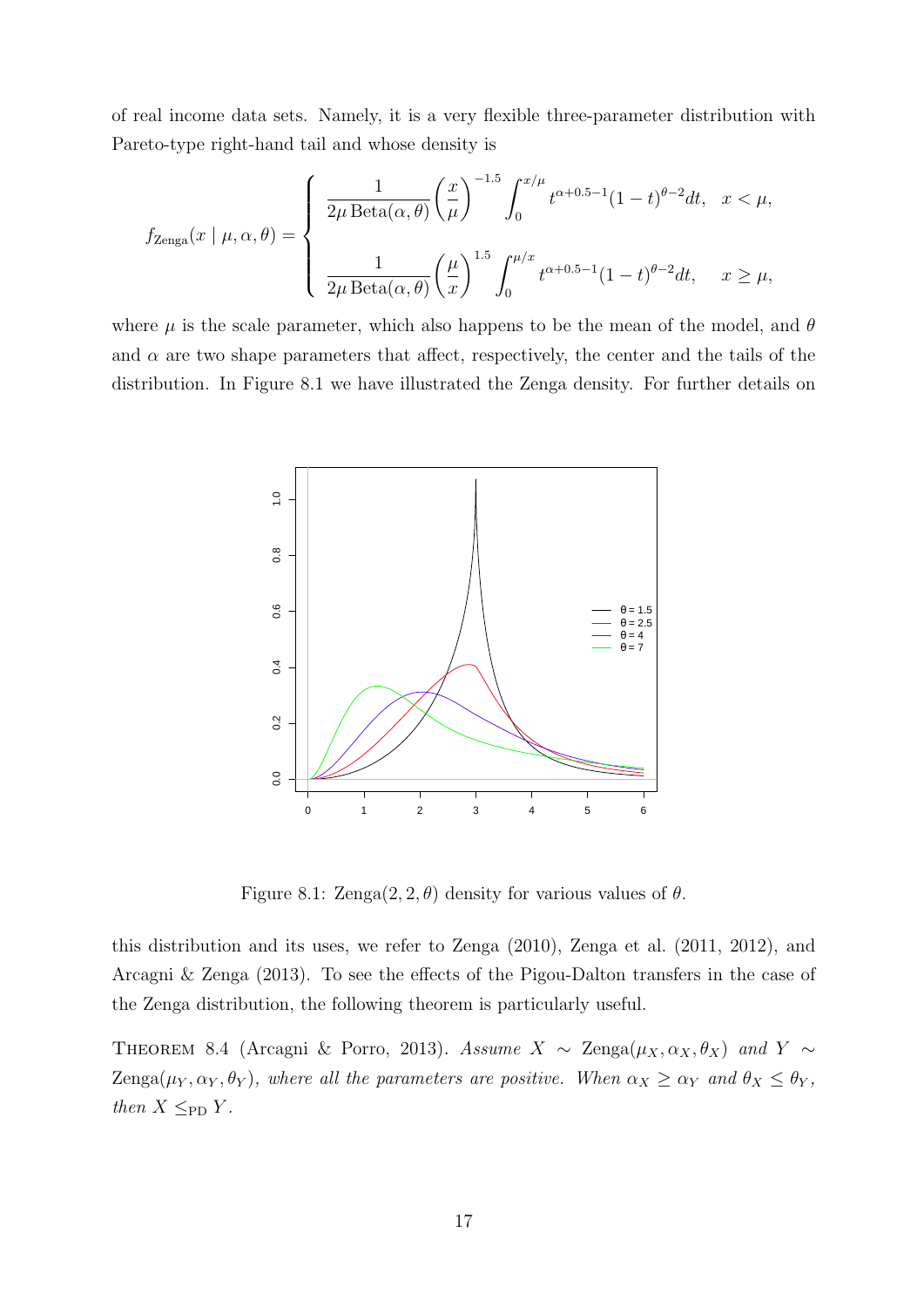of real income data sets. Namely, it is a very flexible three-parameter distribution with Pareto-type right-hand tail and whose density is

$$
f_{\text{Zenga}}(x \mid \mu, \alpha, \theta) = \begin{cases} \dfrac{1}{2\mu \operatorname{Beta}(\alpha,\theta)} \left(\dfrac{x}{\mu}\right)^{-1.5} \displaystyle\int_0^{x/\mu} t^{\alpha+0.5-1}(1-t)^{\theta-2} dt, & x < \mu, \\[2ex] \dfrac{1}{2\mu \operatorname{Beta}(\alpha,\theta)} \left(\dfrac{\mu}{x}\right)^{1.5} \displaystyle\int_0^{\mu/x} t^{\alpha+0.5-1}(1-t)^{\theta-2} dt, & x \geq \mu, \end{cases}
$$

where $\mu$ is the scale parameter, which also happens to be the mean of the model, and $\theta$ and $\alpha$ are two shape parameters that affect, respectively, the center and the tails of the distribution. In Figure 8.1 we have illustrated the Zenga density. For further details on

Figure 8.1: Zenga$(2, 2, \theta)$ density for various values of $\theta$.

this distribution and its uses, we refer to Zenga (2010), Zenga et al. (2011, 2012), and Arcagni & Zenga (2013). To see the effects of the Pigou-Dalton transfers in the case of the Zenga distribution, the following theorem is particularly useful.

Theorem 8.4 (Arcagni & Porro, 2013). *Assume $X \sim \text{Zenga}(\mu_X, \alpha_X, \theta_X)$ and $Y \sim \text{Zenga}(\mu_Y, \alpha_Y, \theta_Y)$, where all the parameters are positive. When $\alpha_X \geq \alpha_Y$ and $\theta_X \leq \theta_Y$, then $X \leq_{\text{PD}} Y$.*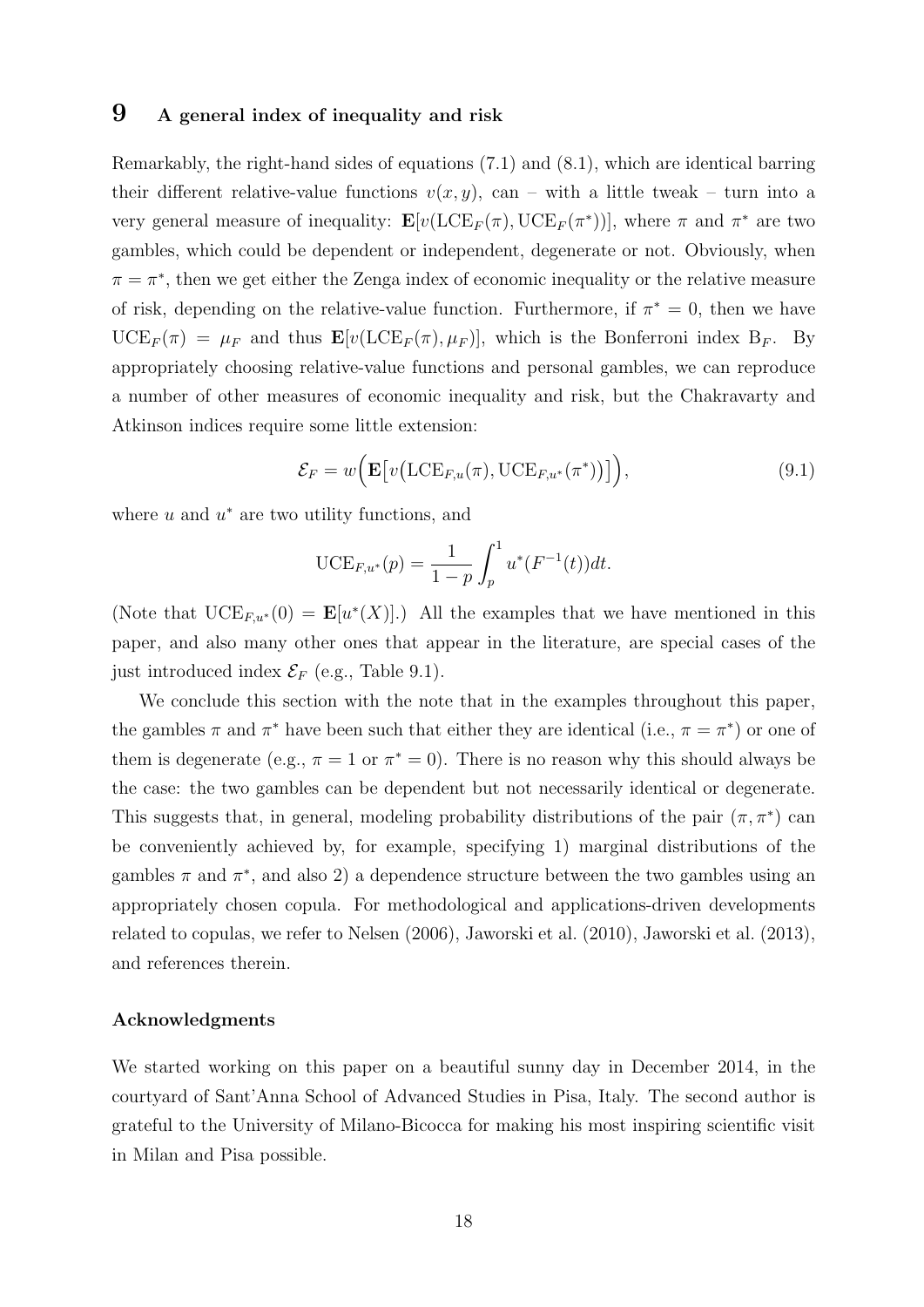## 9 A general index of inequality and risk

Remarkably, the right-hand sides of equations (7.1) and (8.1), which are identical barring their different relative-value functions $v(x, y)$, can – with a little tweak – turn into a very general measure of inequality: $\mathbf{E}[v(\mathrm{LCE}_F(\pi), \mathrm{UCE}_F(\pi^*))]$, where $\pi$ and $\pi^*$ are two gambles, which could be dependent or independent, degenerate or not. Obviously, when $\pi = \pi^*$, then we get either the Zenga index of economic inequality or the relative measure of risk, depending on the relative-value function. Furthermore, if $\pi^* = 0$, then we have $\mathrm{UCE}_F(\pi) = \mu_F$ and thus $\mathbf{E}[v(\mathrm{LCE}_F(\pi), \mu_F)]$, which is the Bonferroni index $\mathrm{B}_F$. By appropriately choosing relative-value functions and personal gambles, we can reproduce a number of other measures of economic inequality and risk, but the Chakravarty and Atkinson indices require some little extension:

$$\mathcal{E}_F = w\Big(\mathbf{E}\big[v\big(\mathrm{LCE}_{F,u}(\pi), \mathrm{UCE}_{F,u^*}(\pi^*)\big)\big]\Big), \tag{9.1}$$

where $u$ and $u^*$ are two utility functions, and

$$\mathrm{UCE}_{F,u^*}(p) = \frac{1}{1-p}\int_p^1 u^*(F^{-1}(t))dt.$$

(Note that $\mathrm{UCE}_{F,u^*}(0) = \mathbf{E}[u^*(X)]$.) All the examples that we have mentioned in this paper, and also many other ones that appear in the literature, are special cases of the just introduced index $\mathcal{E}_F$ (e.g., Table 9.1).

We conclude this section with the note that in the examples throughout this paper, the gambles $\pi$ and $\pi^*$ have been such that either they are identical (i.e., $\pi = \pi^*$) or one of them is degenerate (e.g., $\pi = 1$ or $\pi^* = 0$). There is no reason why this should always be the case: the two gambles can be dependent but not necessarily identical or degenerate. This suggests that, in general, modeling probability distributions of the pair $(\pi, \pi^*)$ can be conveniently achieved by, for example, specifying 1) marginal distributions of the gambles $\pi$ and $\pi^*$, and also 2) a dependence structure between the two gambles using an appropriately chosen copula. For methodological and applications-driven developments related to copulas, we refer to Nelsen (2006), Jaworski et al. (2010), Jaworski et al. (2013), and references therein.

### Acknowledgments

We started working on this paper on a beautiful sunny day in December 2014, in the courtyard of Sant'Anna School of Advanced Studies in Pisa, Italy. The second author is grateful to the University of Milano-Bicocca for making his most inspiring scientific visit in Milan and Pisa possible.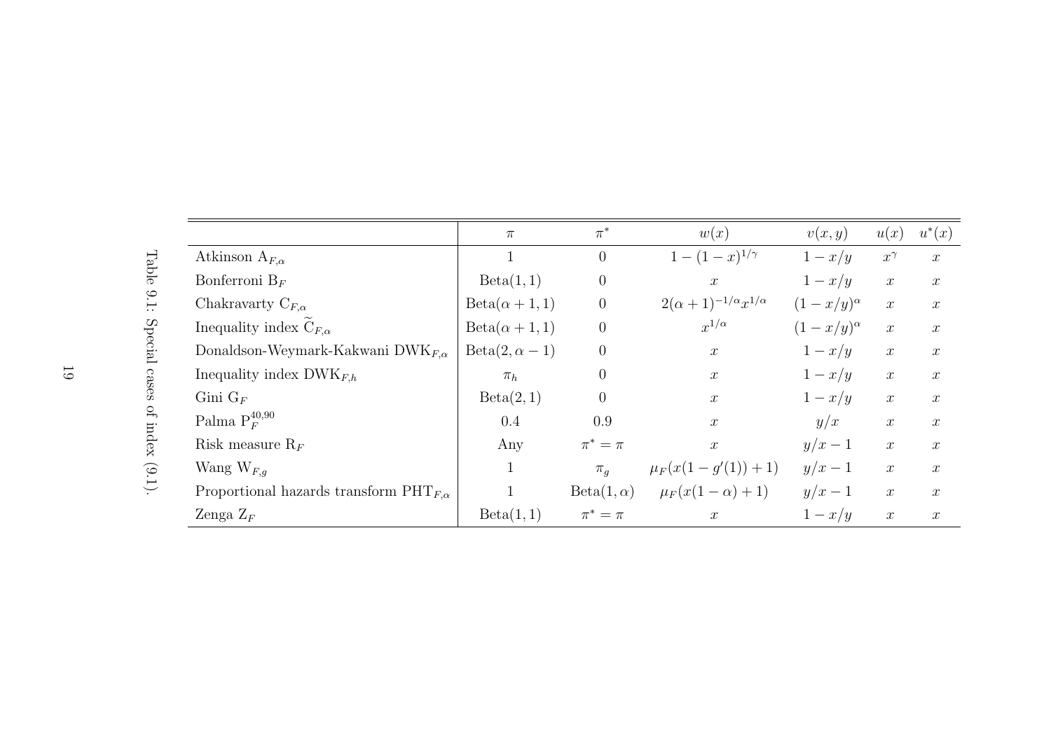|  | $\pi$ | $\pi^*$ | $w(x)$ | $v(x,y)$ | $u(x)$ | $u^*(x)$ |
|---|---|---|---|---|---|---|
| Atkinson $\mathrm{A}_{F,\alpha}$ | 1 | 0 | $1-(1-x)^{1/\gamma}$ | $1-x/y$ | $x^\gamma$ | $x$ |
| Bonferroni $\mathrm{B}_F$ | $\mathrm{Beta}(1,1)$ | 0 | $x$ | $1-x/y$ | $x$ | $x$ |
| Chakravarty $\mathrm{C}_{F,\alpha}$ | $\mathrm{Beta}(\alpha+1,1)$ | 0 | $2(\alpha+1)^{-1/\alpha}x^{1/\alpha}$ | $(1-x/y)^\alpha$ | $x$ | $x$ |
| Inequality index $\widetilde{\mathrm{C}}_{F,\alpha}$ | $\mathrm{Beta}(\alpha+1,1)$ | 0 | $x^{1/\alpha}$ | $(1-x/y)^\alpha$ | $x$ | $x$ |
| Donaldson-Weymark-Kakwani $\mathrm{DWK}_{F,\alpha}$ | $\mathrm{Beta}(2,\alpha-1)$ | 0 | $x$ | $1-x/y$ | $x$ | $x$ |
| Inequality index $\mathrm{DWK}_{F,h}$ | $\pi_h$ | 0 | $x$ | $1-x/y$ | $x$ | $x$ |
| Gini $\mathrm{G}_F$ | $\mathrm{Beta}(2,1)$ | 0 | $x$ | $1-x/y$ | $x$ | $x$ |
| Palma $\mathrm{P}_F^{40,90}$ | 0.4 | 0.9 | $x$ | $y/x$ | $x$ | $x$ |
| Risk measure $\mathrm{R}_F$ | Any | $\pi^*=\pi$ | $x$ | $y/x-1$ | $x$ | $x$ |
| Wang $\mathrm{W}_{F,g}$ | 1 | $\pi_g$ | $\mu_F(x(1-g'(1))+1)$ | $y/x-1$ | $x$ | $x$ |
| Proportional hazards transform $\mathrm{PHT}_{F,\alpha}$ | 1 | $\mathrm{Beta}(1,\alpha)$ | $\mu_F(x(1-\alpha)+1)$ | $y/x-1$ | $x$ | $x$ |
| Zenga $\mathrm{Z}_F$ | $\mathrm{Beta}(1,1)$ | $\pi^*=\pi$ | $x$ | $1-x/y$ | $x$ | $x$ |

Table 9.1: Special cases of index (9.1).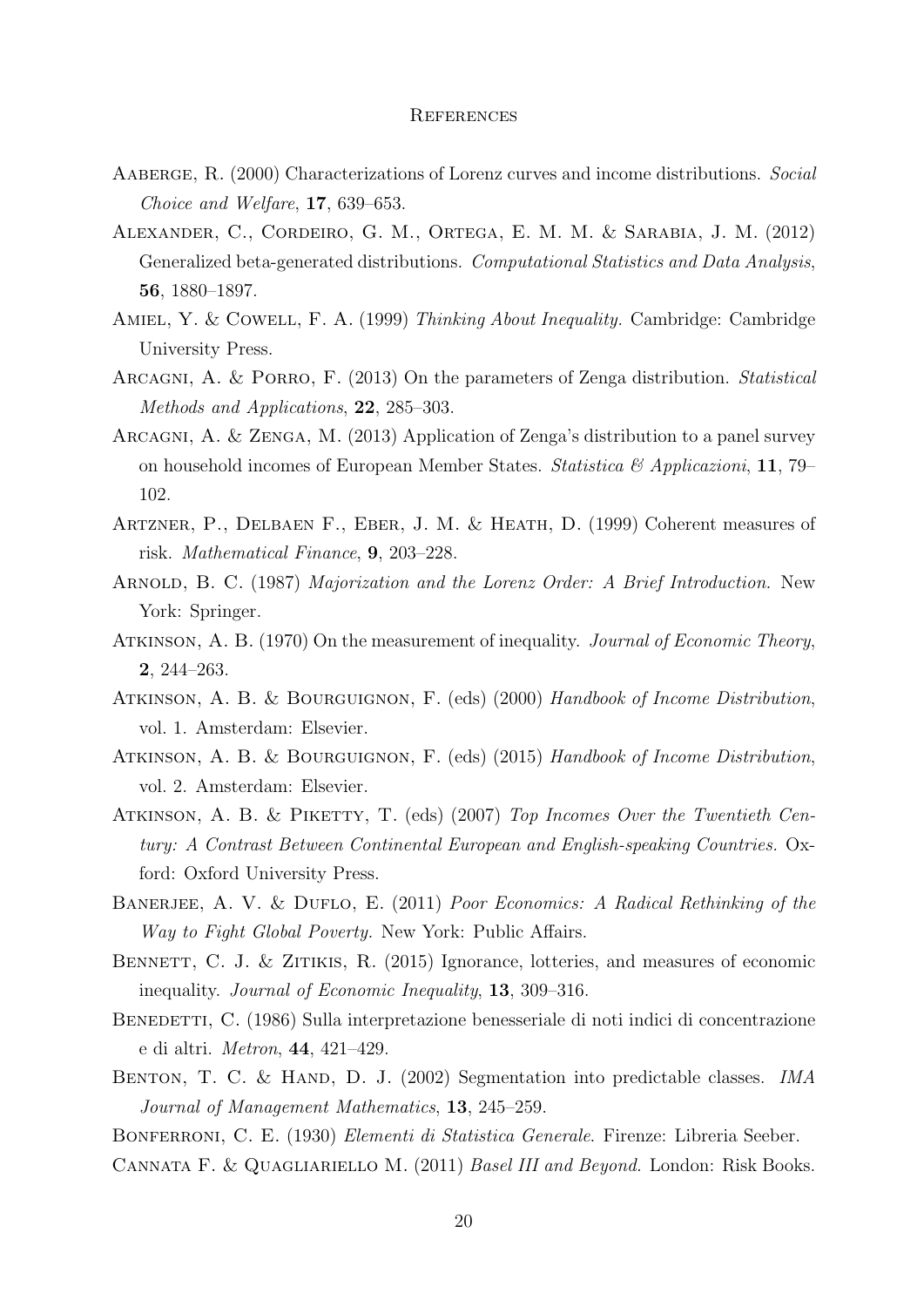# References

Aaberge, R. (2000) Characterizations of Lorenz curves and income distributions. *Social Choice and Welfare*, **17**, 639–653.

Alexander, C., Cordeiro, G. M., Ortega, E. M. M. & Sarabia, J. M. (2012) Generalized beta-generated distributions. *Computational Statistics and Data Analysis*, **56**, 1880–1897.

Amiel, Y. & Cowell, F. A. (1999) *Thinking About Inequality.* Cambridge: Cambridge University Press.

Arcagni, A. & Porro, F. (2013) On the parameters of Zenga distribution. *Statistical Methods and Applications*, **22**, 285–303.

Arcagni, A. & Zenga, M. (2013) Application of Zenga's distribution to a panel survey on household incomes of European Member States. *Statistica & Applicazioni*, **11**, 79–102.

Artzner, P., Delbaen F., Eber, J. M. & Heath, D. (1999) Coherent measures of risk. *Mathematical Finance*, **9**, 203–228.

Arnold, B. C. (1987) *Majorization and the Lorenz Order: A Brief Introduction.* New York: Springer.

Atkinson, A. B. (1970) On the measurement of inequality. *Journal of Economic Theory*, **2**, 244–263.

Atkinson, A. B. & Bourguignon, F. (eds) (2000) *Handbook of Income Distribution*, vol. 1. Amsterdam: Elsevier.

Atkinson, A. B. & Bourguignon, F. (eds) (2015) *Handbook of Income Distribution*, vol. 2. Amsterdam: Elsevier.

Atkinson, A. B. & Piketty, T. (eds) (2007) *Top Incomes Over the Twentieth Century: A Contrast Between Continental European and English-speaking Countries.* Oxford: Oxford University Press.

Banerjee, A. V. & Duflo, E. (2011) *Poor Economics: A Radical Rethinking of the Way to Fight Global Poverty.* New York: Public Affairs.

Bennett, C. J. & Zitikis, R. (2015) Ignorance, lotteries, and measures of economic inequality. *Journal of Economic Inequality*, **13**, 309–316.

Benedetti, C. (1986) Sulla interpretazione benesseriale di noti indici di concentrazione e di altri. *Metron*, **44**, 421–429.

Benton, T. C. & Hand, D. J. (2002) Segmentation into predictable classes. *IMA Journal of Management Mathematics*, **13**, 245–259.

Bonferroni, C. E. (1930) *Elementi di Statistica Generale*. Firenze: Libreria Seeber.

Cannata F. & Quagliariello M. (2011) *Basel III and Beyond.* London: Risk Books.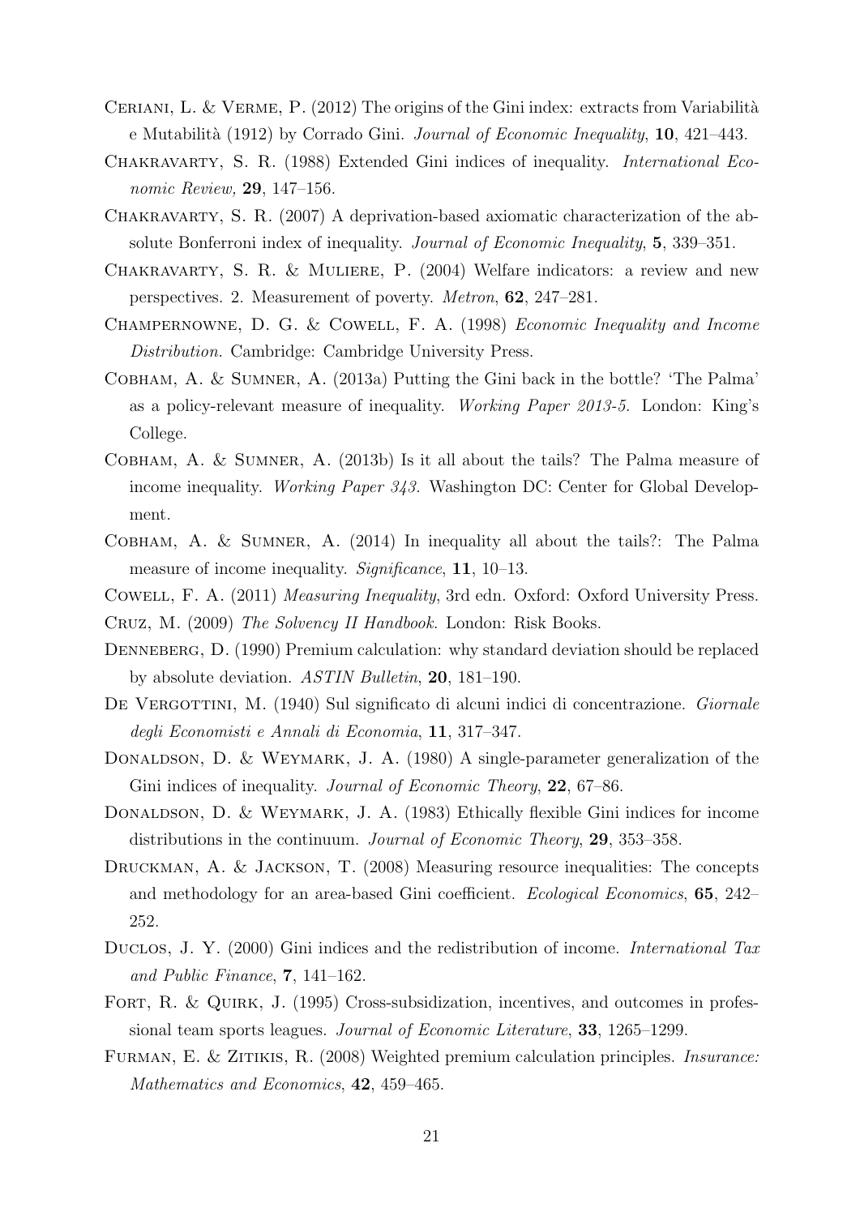Ceriani, L. & Verme, P. (2012) The origins of the Gini index: extracts from Variabilità e Mutabilità (1912) by Corrado Gini. *Journal of Economic Inequality*, **10**, 421–443.

Chakravarty, S. R. (1988) Extended Gini indices of inequality. *International Economic Review,* **29**, 147–156.

Chakravarty, S. R. (2007) A deprivation-based axiomatic characterization of the absolute Bonferroni index of inequality. *Journal of Economic Inequality*, **5**, 339–351.

Chakravarty, S. R. & Muliere, P. (2004) Welfare indicators: a review and new perspectives. 2. Measurement of poverty. *Metron*, **62**, 247–281.

Champernowne, D. G. & Cowell, F. A. (1998) *Economic Inequality and Income Distribution.* Cambridge: Cambridge University Press.

Cobham, A. & Sumner, A. (2013a) Putting the Gini back in the bottle? 'The Palma' as a policy-relevant measure of inequality. *Working Paper 2013-5.* London: King's College.

Cobham, A. & Sumner, A. (2013b) Is it all about the tails? The Palma measure of income inequality. *Working Paper 343.* Washington DC: Center for Global Development.

Cobham, A. & Sumner, A. (2014) In inequality all about the tails?: The Palma measure of income inequality. *Significance*, **11**, 10–13.

Cowell, F. A. (2011) *Measuring Inequality*, 3rd edn. Oxford: Oxford University Press.

Cruz, M. (2009) *The Solvency II Handbook.* London: Risk Books.

Denneberg, D. (1990) Premium calculation: why standard deviation should be replaced by absolute deviation. *ASTIN Bulletin*, **20**, 181–190.

De Vergottini, M. (1940) Sul significato di alcuni indici di concentrazione. *Giornale degli Economisti e Annali di Economia*, **11**, 317–347.

Donaldson, D. & Weymark, J. A. (1980) A single-parameter generalization of the Gini indices of inequality. *Journal of Economic Theory*, **22**, 67–86.

Donaldson, D. & Weymark, J. A. (1983) Ethically flexible Gini indices for income distributions in the continuum. *Journal of Economic Theory*, **29**, 353–358.

Druckman, A. & Jackson, T. (2008) Measuring resource inequalities: The concepts and methodology for an area-based Gini coefficient. *Ecological Economics*, **65**, 242–252.

Duclos, J. Y. (2000) Gini indices and the redistribution of income. *International Tax and Public Finance*, **7**, 141–162.

Fort, R. & Quirk, J. (1995) Cross-subsidization, incentives, and outcomes in professional team sports leagues. *Journal of Economic Literature*, **33**, 1265–1299.

Furman, E. & Zitikis, R. (2008) Weighted premium calculation principles. *Insurance: Mathematics and Economics*, **42**, 459–465.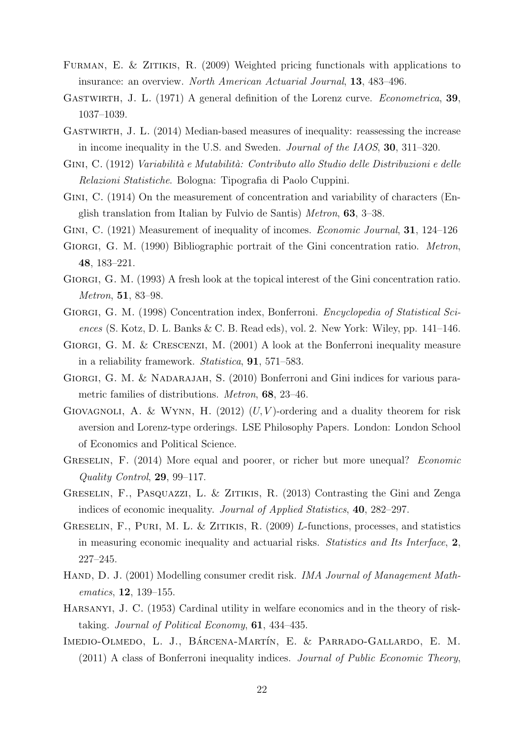Furman, E. & Zitikis, R. (2009) Weighted pricing functionals with applications to insurance: an overview. *North American Actuarial Journal*, **13**, 483–496.

Gastwirth, J. L. (1971) A general definition of the Lorenz curve. *Econometrica*, **39**, 1037–1039.

Gastwirth, J. L. (2014) Median-based measures of inequality: reassessing the increase in income inequality in the U.S. and Sweden. *Journal of the IAOS*, **30**, 311–320.

Gini, C. (1912) *Variabilità e Mutabilità: Contributo allo Studio delle Distribuzioni e delle Relazioni Statistiche*. Bologna: Tipografia di Paolo Cuppini.

Gini, C. (1914) On the measurement of concentration and variability of characters (English translation from Italian by Fulvio de Santis) *Metron*, **63**, 3–38.

Gini, C. (1921) Measurement of inequality of incomes. *Economic Journal*, **31**, 124–126

Giorgi, G. M. (1990) Bibliographic portrait of the Gini concentration ratio. *Metron*, **48**, 183–221.

Giorgi, G. M. (1993) A fresh look at the topical interest of the Gini concentration ratio. *Metron*, **51**, 83–98.

Giorgi, G. M. (1998) Concentration index, Bonferroni. *Encyclopedia of Statistical Sciences* (S. Kotz, D. L. Banks & C. B. Read eds), vol. 2. New York: Wiley, pp. 141–146.

Giorgi, G. M. & Crescenzi, M. (2001) A look at the Bonferroni inequality measure in a reliability framework. *Statistica*, **91**, 571–583.

Giorgi, G. M. & Nadarajah, S. (2010) Bonferroni and Gini indices for various parametric families of distributions. *Metron*, **68**, 23–46.

Giovagnoli, A. & Wynn, H. (2012) $(U, V)$-ordering and a duality theorem for risk aversion and Lorenz-type orderings. LSE Philosophy Papers. London: London School of Economics and Political Science.

Greselin, F. (2014) More equal and poorer, or richer but more unequal? *Economic Quality Control*, **29**, 99–117.

Greselin, F., Pasquazzi, L. & Zitikis, R. (2013) Contrasting the Gini and Zenga indices of economic inequality. *Journal of Applied Statistics*, **40**, 282–297.

Greselin, F., Puri, M. L. & Zitikis, R. (2009) $L$-functions, processes, and statistics in measuring economic inequality and actuarial risks. *Statistics and Its Interface*, **2**, 227–245.

Hand, D. J. (2001) Modelling consumer credit risk. *IMA Journal of Management Mathematics*, **12**, 139–155.

Harsanyi, J. C. (1953) Cardinal utility in welfare economics and in the theory of risk-taking. *Journal of Political Economy*, **61**, 434–435.

Imedio-Olmedo, L. J., Bárcena-Martín, E. & Parrado-Gallardo, E. M. (2011) A class of Bonferroni inequality indices. *Journal of Public Economic Theory*,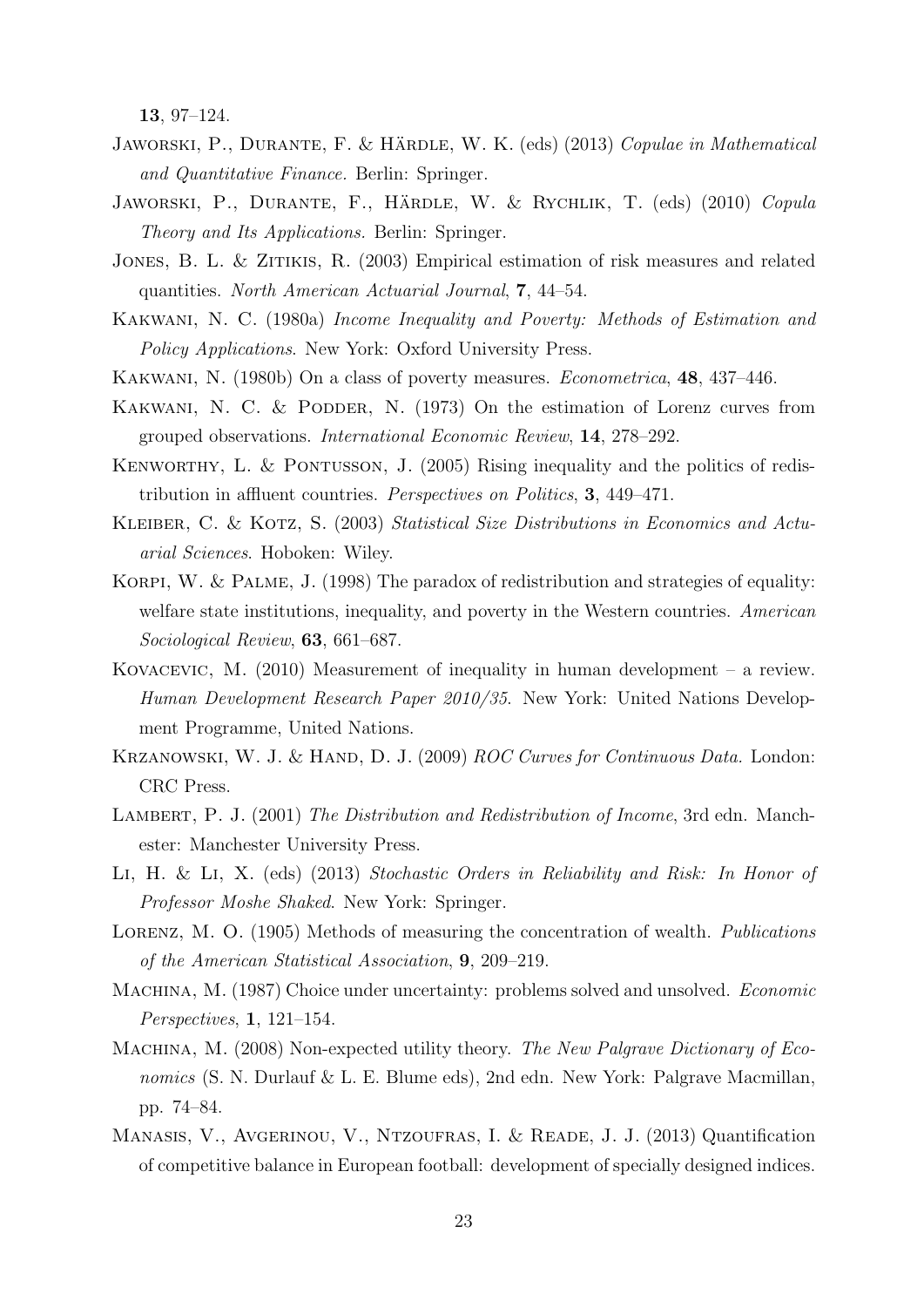**13**, 97–124.

Jaworski, P., Durante, F. & Härdle, W. K. (eds) (2013) *Copulae in Mathematical and Quantitative Finance.* Berlin: Springer.

Jaworski, P., Durante, F., Härdle, W. & Rychlik, T. (eds) (2010) *Copula Theory and Its Applications.* Berlin: Springer.

Jones, B. L. & Zitikis, R. (2003) Empirical estimation of risk measures and related quantities. *North American Actuarial Journal*, **7**, 44–54.

Kakwani, N. C. (1980a) *Income Inequality and Poverty: Methods of Estimation and Policy Applications*. New York: Oxford University Press.

Kakwani, N. (1980b) On a class of poverty measures. *Econometrica*, **48**, 437–446.

Kakwani, N. C. & Podder, N. (1973) On the estimation of Lorenz curves from grouped observations. *International Economic Review*, **14**, 278–292.

Kenworthy, L. & Pontusson, J. (2005) Rising inequality and the politics of redistribution in affluent countries. *Perspectives on Politics*, **3**, 449–471.

Kleiber, C. & Kotz, S. (2003) *Statistical Size Distributions in Economics and Actuarial Sciences*. Hoboken: Wiley.

Korpi, W. & Palme, J. (1998) The paradox of redistribution and strategies of equality: welfare state institutions, inequality, and poverty in the Western countries. *American Sociological Review*, **63**, 661–687.

Kovacevic, M. (2010) Measurement of inequality in human development – a review. *Human Development Research Paper 2010/35.* New York: United Nations Development Programme, United Nations.

Krzanowski, W. J. & Hand, D. J. (2009) *ROC Curves for Continuous Data.* London: CRC Press.

Lambert, P. J. (2001) *The Distribution and Redistribution of Income*, 3rd edn. Manchester: Manchester University Press.

Li, H. & Li, X. (eds) (2013) *Stochastic Orders in Reliability and Risk: In Honor of Professor Moshe Shaked*. New York: Springer.

Lorenz, M. O. (1905) Methods of measuring the concentration of wealth. *Publications of the American Statistical Association*, **9**, 209–219.

Machina, M. (1987) Choice under uncertainty: problems solved and unsolved. *Economic Perspectives*, **1**, 121–154.

Machina, M. (2008) Non-expected utility theory. *The New Palgrave Dictionary of Economics* (S. N. Durlauf & L. E. Blume eds), 2nd edn. New York: Palgrave Macmillan, pp. 74–84.

Manasis, V., Avgerinou, V., Ntzoufras, I. & Reade, J. J. (2013) Quantification of competitive balance in European football: development of specially designed indices.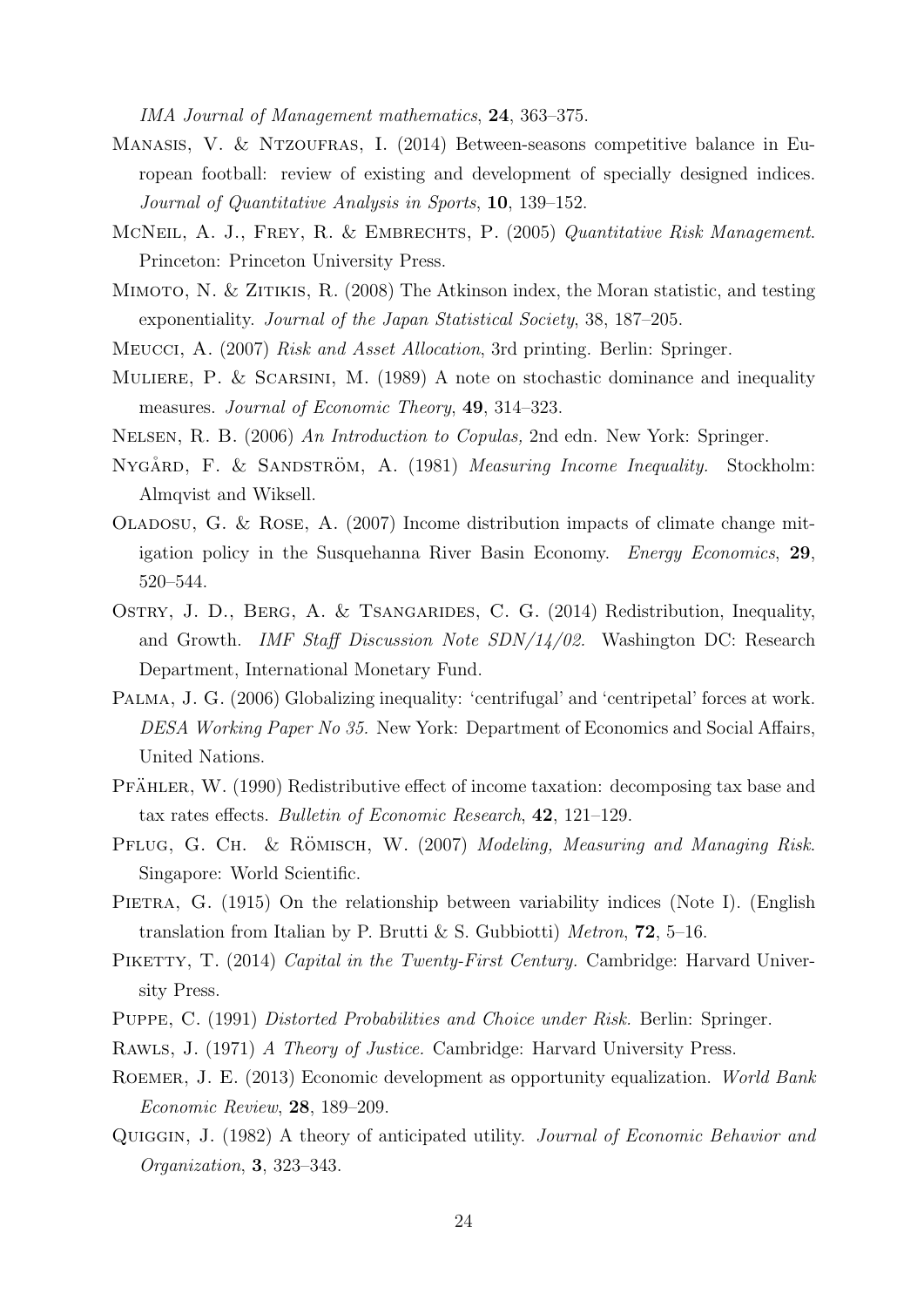*IMA Journal of Management mathematics*, **24**, 363–375.

Manasis, V. & Ntzoufras, I. (2014) Between-seasons competitive balance in European football: review of existing and development of specially designed indices. *Journal of Quantitative Analysis in Sports*, **10**, 139–152.

McNeil, A. J., Frey, R. & Embrechts, P. (2005) *Quantitative Risk Management*. Princeton: Princeton University Press.

Mimoto, N. & Zitikis, R. (2008) The Atkinson index, the Moran statistic, and testing exponentiality. *Journal of the Japan Statistical Society*, 38, 187–205.

Meucci, A. (2007) *Risk and Asset Allocation*, 3rd printing. Berlin: Springer.

Muliere, P. & Scarsini, M. (1989) A note on stochastic dominance and inequality measures. *Journal of Economic Theory*, **49**, 314–323.

Nelsen, R. B. (2006) *An Introduction to Copulas,* 2nd edn. New York: Springer.

Nygård, F. & Sandström, A. (1981) *Measuring Income Inequality.* Stockholm: Almqvist and Wiksell.

Oladosu, G. & Rose, A. (2007) Income distribution impacts of climate change mitigation policy in the Susquehanna River Basin Economy. *Energy Economics*, **29**, 520–544.

Ostry, J. D., Berg, A. & Tsangarides, C. G. (2014) Redistribution, Inequality, and Growth. *IMF Staff Discussion Note SDN/14/02.* Washington DC: Research Department, International Monetary Fund.

Palma, J. G. (2006) Globalizing inequality: 'centrifugal' and 'centripetal' forces at work. *DESA Working Paper No 35.* New York: Department of Economics and Social Affairs, United Nations.

Pfähler, W. (1990) Redistributive effect of income taxation: decomposing tax base and tax rates effects. *Bulletin of Economic Research*, **42**, 121–129.

Pflug, G. Ch. & Römisch, W. (2007) *Modeling, Measuring and Managing Risk*. Singapore: World Scientific.

Pietra, G. (1915) On the relationship between variability indices (Note I). (English translation from Italian by P. Brutti & S. Gubbiotti) *Metron*, **72**, 5–16.

Piketty, T. (2014) *Capital in the Twenty-First Century.* Cambridge: Harvard University Press.

Puppe, C. (1991) *Distorted Probabilities and Choice under Risk.* Berlin: Springer.

Rawls, J. (1971) *A Theory of Justice.* Cambridge: Harvard University Press.

Roemer, J. E. (2013) Economic development as opportunity equalization. *World Bank Economic Review*, **28**, 189–209.

Quiggin, J. (1982) A theory of anticipated utility. *Journal of Economic Behavior and Organization*, **3**, 323–343.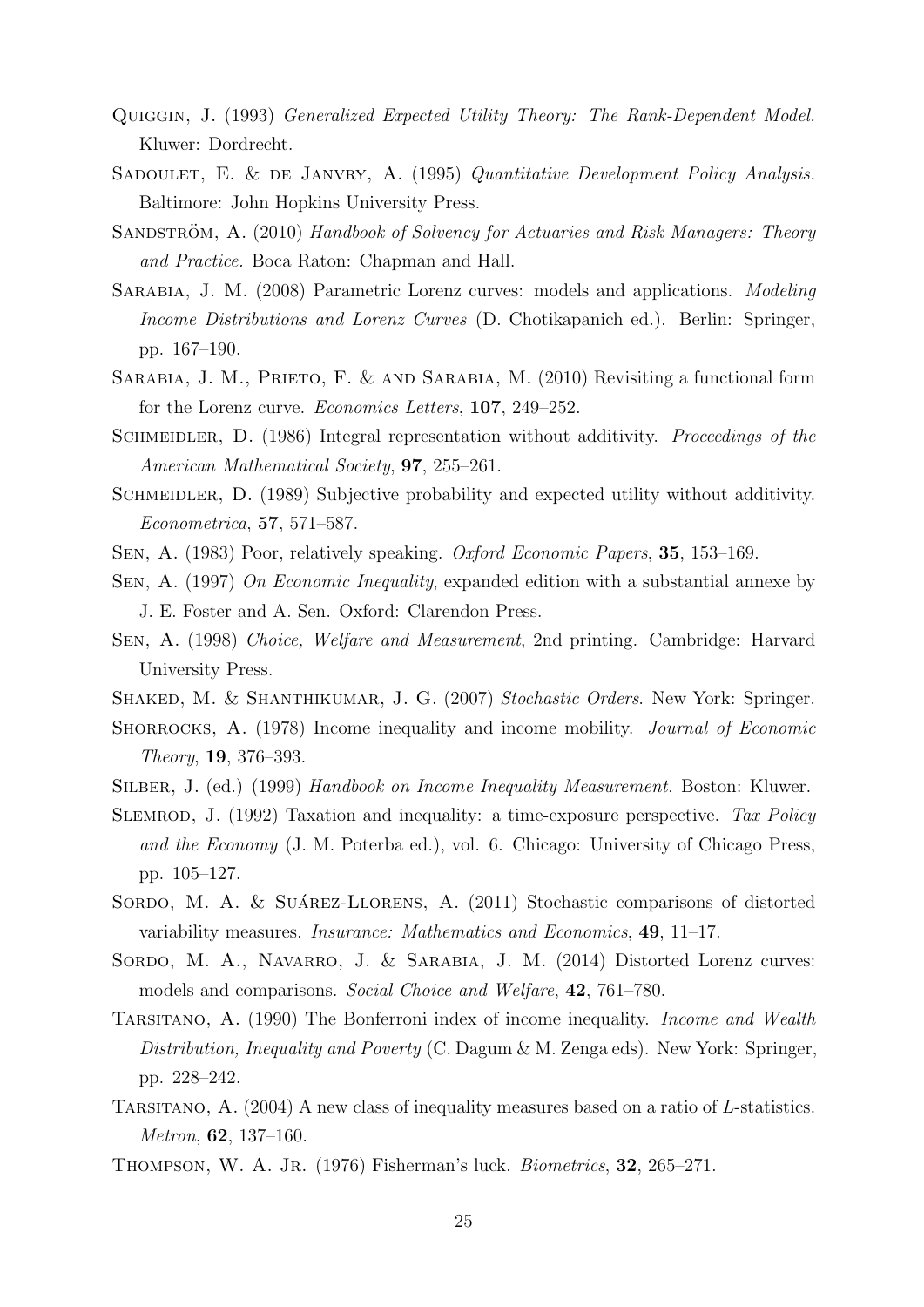Quiggin, J. (1993) *Generalized Expected Utility Theory: The Rank-Dependent Model.* Kluwer: Dordrecht.

Sadoulet, E. & de Janvry, A. (1995) *Quantitative Development Policy Analysis.* Baltimore: John Hopkins University Press.

Sandström, A. (2010) *Handbook of Solvency for Actuaries and Risk Managers: Theory and Practice.* Boca Raton: Chapman and Hall.

Sarabia, J. M. (2008) Parametric Lorenz curves: models and applications. *Modeling Income Distributions and Lorenz Curves* (D. Chotikapanich ed.). Berlin: Springer, pp. 167–190.

Sarabia, J. M., Prieto, F. & and Sarabia, M. (2010) Revisiting a functional form for the Lorenz curve. *Economics Letters*, **107**, 249–252.

Schmeidler, D. (1986) Integral representation without additivity. *Proceedings of the American Mathematical Society*, **97**, 255–261.

Schmeidler, D. (1989) Subjective probability and expected utility without additivity. *Econometrica*, **57**, 571–587.

Sen, A. (1983) Poor, relatively speaking. *Oxford Economic Papers*, **35**, 153–169.

Sen, A. (1997) *On Economic Inequality*, expanded edition with a substantial annexe by J. E. Foster and A. Sen. Oxford: Clarendon Press.

Sen, A. (1998) *Choice, Welfare and Measurement*, 2nd printing. Cambridge: Harvard University Press.

Shaked, M. & Shanthikumar, J. G. (2007) *Stochastic Orders.* New York: Springer.

Shorrocks, A. (1978) Income inequality and income mobility. *Journal of Economic Theory*, **19**, 376–393.

Silber, J. (ed.) (1999) *Handbook on Income Inequality Measurement.* Boston: Kluwer.

Slemrod, J. (1992) Taxation and inequality: a time-exposure perspective. *Tax Policy and the Economy* (J. M. Poterba ed.), vol. 6. Chicago: University of Chicago Press, pp. 105–127.

Sordo, M. A. & Suárez-Llorens, A. (2011) Stochastic comparisons of distorted variability measures. *Insurance: Mathematics and Economics*, **49**, 11–17.

Sordo, M. A., Navarro, J. & Sarabia, J. M. (2014) Distorted Lorenz curves: models and comparisons. *Social Choice and Welfare*, **42**, 761–780.

Tarsitano, A. (1990) The Bonferroni index of income inequality. *Income and Wealth Distribution, Inequality and Poverty* (C. Dagum & M. Zenga eds). New York: Springer, pp. 228–242.

Tarsitano, A. (2004) A new class of inequality measures based on a ratio of $L$-statistics. *Metron*, **62**, 137–160.

Thompson, W. A. Jr. (1976) Fisherman's luck. *Biometrics*, **32**, 265–271.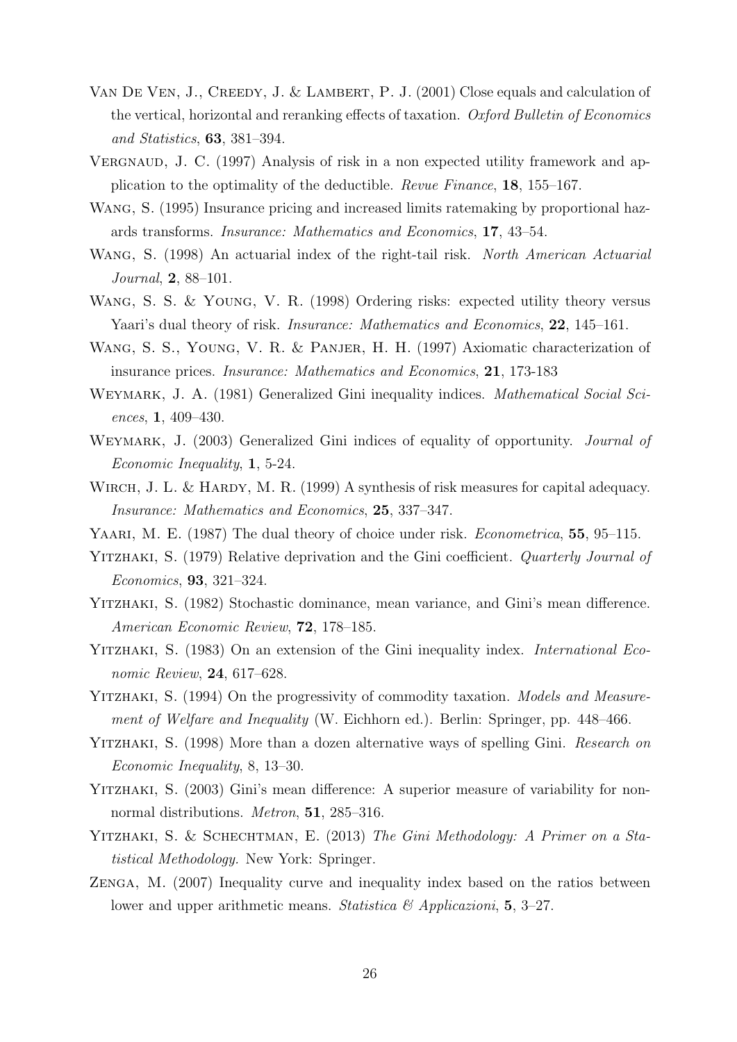Van De Ven, J., Creedy, J. & Lambert, P. J. (2001) Close equals and calculation of the vertical, horizontal and reranking effects of taxation. *Oxford Bulletin of Economics and Statistics*, **63**, 381–394.

Vergnaud, J. C. (1997) Analysis of risk in a non expected utility framework and application to the optimality of the deductible. *Revue Finance*, **18**, 155–167.

Wang, S. (1995) Insurance pricing and increased limits ratemaking by proportional hazards transforms. *Insurance: Mathematics and Economics*, **17**, 43–54.

Wang, S. (1998) An actuarial index of the right-tail risk. *North American Actuarial Journal*, **2**, 88–101.

Wang, S. S. & Young, V. R. (1998) Ordering risks: expected utility theory versus Yaari's dual theory of risk. *Insurance: Mathematics and Economics*, **22**, 145–161.

Wang, S. S., Young, V. R. & Panjer, H. H. (1997) Axiomatic characterization of insurance prices. *Insurance: Mathematics and Economics*, **21**, 173-183

Weymark, J. A. (1981) Generalized Gini inequality indices. *Mathematical Social Sciences*, **1**, 409–430.

Weymark, J. (2003) Generalized Gini indices of equality of opportunity. *Journal of Economic Inequality*, **1**, 5-24.

Wirch, J. L. & Hardy, M. R. (1999) A synthesis of risk measures for capital adequacy. *Insurance: Mathematics and Economics*, **25**, 337–347.

Yaari, M. E. (1987) The dual theory of choice under risk. *Econometrica*, **55**, 95–115.

Yitzhaki, S. (1979) Relative deprivation and the Gini coefficient. *Quarterly Journal of Economics*, **93**, 321–324.

Yitzhaki, S. (1982) Stochastic dominance, mean variance, and Gini's mean difference. *American Economic Review*, **72**, 178–185.

Yitzhaki, S. (1983) On an extension of the Gini inequality index. *International Economic Review*, **24**, 617–628.

Yitzhaki, S. (1994) On the progressivity of commodity taxation. *Models and Measurement of Welfare and Inequality* (W. Eichhorn ed.). Berlin: Springer, pp. 448–466.

Yitzhaki, S. (1998) More than a dozen alternative ways of spelling Gini. *Research on Economic Inequality*, 8, 13–30.

Yitzhaki, S. (2003) Gini's mean difference: A superior measure of variability for nonnormal distributions. *Metron*, **51**, 285–316.

Yitzhaki, S. & Schechtman, E. (2013) *The Gini Methodology: A Primer on a Statistical Methodology.* New York: Springer.

Zenga, M. (2007) Inequality curve and inequality index based on the ratios between lower and upper arithmetic means. *Statistica & Applicazioni*, **5**, 3–27.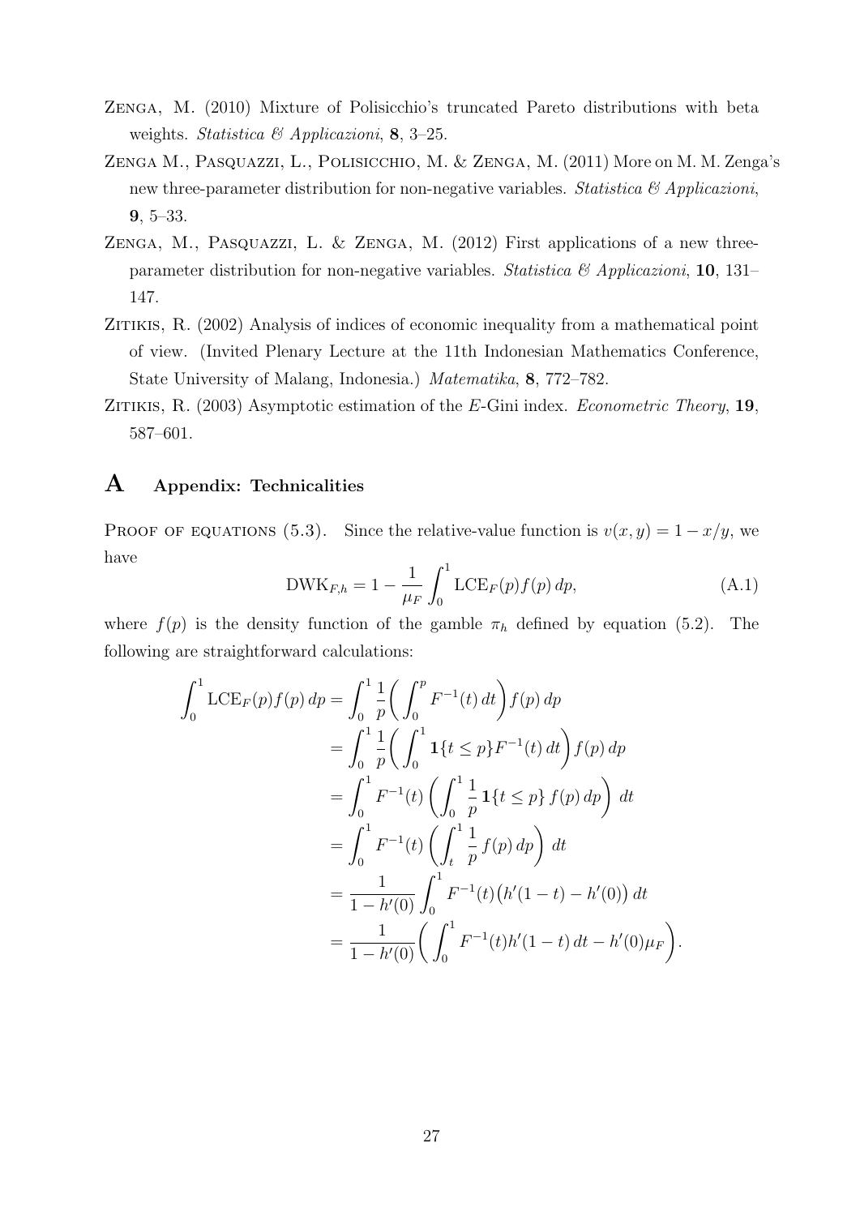Zenga, M. (2010) Mixture of Polisicchio's truncated Pareto distributions with beta weights. *Statistica & Applicazioni*, **8**, 3–25.

Zenga M., Pasquazzi, L., Polisicchio, M. & Zenga, M. (2011) More on M. M. Zenga's new three-parameter distribution for non-negative variables. *Statistica & Applicazioni*, **9**, 5–33.

Zenga, M., Pasquazzi, L. & Zenga, M. (2012) First applications of a new three-parameter distribution for non-negative variables. *Statistica & Applicazioni*, **10**, 131–147.

Zitikis, R. (2002) Analysis of indices of economic inequality from a mathematical point of view. (Invited Plenary Lecture at the 11th Indonesian Mathematics Conference, State University of Malang, Indonesia.) *Matematika*, **8**, 772–782.

Zitikis, R. (2003) Asymptotic estimation of the *E*-Gini index. *Econometric Theory*, **19**, 587–601.

# A Appendix: Technicalities

Proof of equations (5.3). Since the relative-value function is $v(x, y) = 1 - x/y$, we have

$$\mathrm{DWK}_{F,h} = 1 - \frac{1}{\mu_F} \int_0^1 \mathrm{LCE}_F(p) f(p)\, dp, \tag{A.1}$$

where $f(p)$ is the density function of the gamble $\pi_h$ defined by equation (5.2). The following are straightforward calculations:

$$\begin{aligned}
\int_0^1 \mathrm{LCE}_F(p) f(p)\, dp &= \int_0^1 \frac{1}{p} \bigg( \int_0^p F^{-1}(t)\, dt \bigg) f(p)\, dp \\
&= \int_0^1 \frac{1}{p} \bigg( \int_0^1 \mathbf{1}\{t \le p\} F^{-1}(t)\, dt \bigg) f(p)\, dp \\
&= \int_0^1 F^{-1}(t) \left( \int_0^1 \frac{1}{p}\, \mathbf{1}\{t \le p\}\, f(p)\, dp \right)\, dt \\
&= \int_0^1 F^{-1}(t) \left( \int_t^1 \frac{1}{p}\, f(p)\, dp \right)\, dt \\
&= \frac{1}{1 - h'(0)} \int_0^1 F^{-1}(t) \big( h'(1-t) - h'(0) \big)\, dt \\
&= \frac{1}{1 - h'(0)} \bigg( \int_0^1 F^{-1}(t) h'(1-t)\, dt - h'(0) \mu_F \bigg).
\end{aligned}$$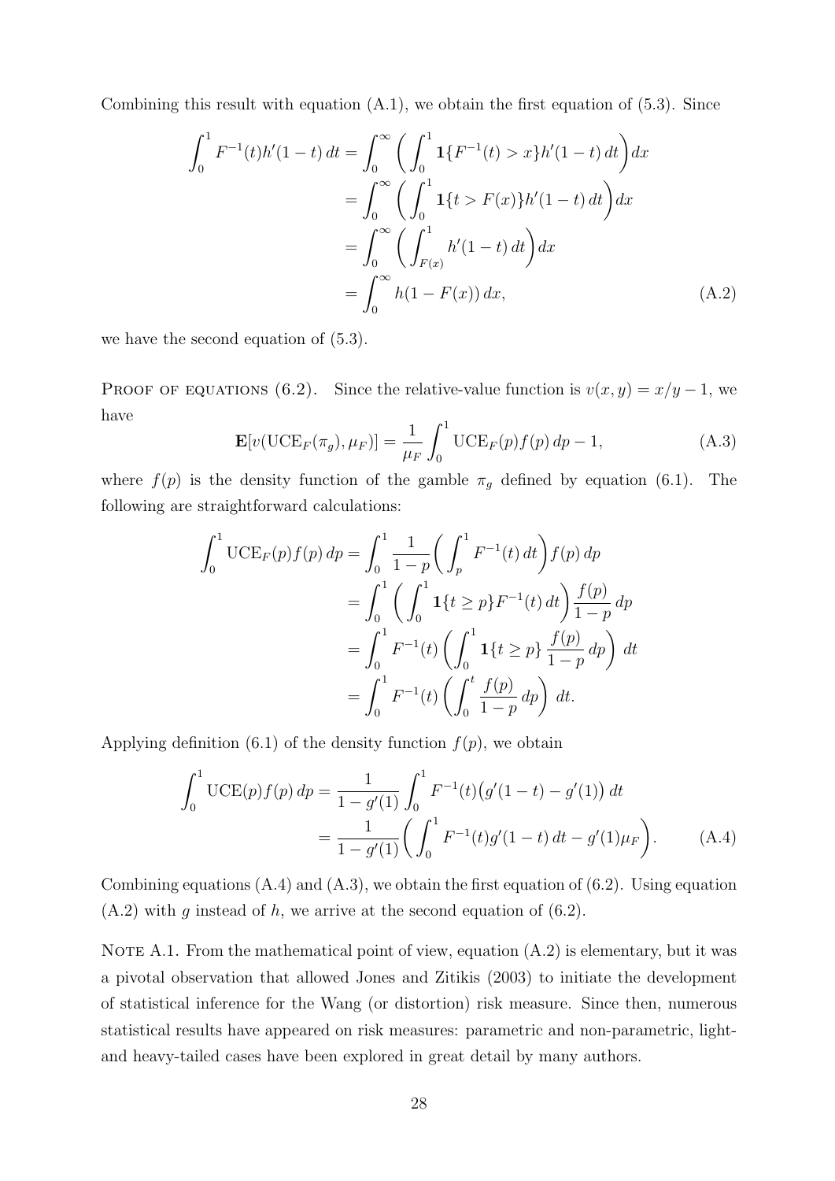Combining this result with equation (A.1), we obtain the first equation of (5.3). Since

$$\begin{aligned}
\int_0^1 F^{-1}(t)h'(1-t)\,dt &= \int_0^\infty \bigg( \int_0^1 \mathbf{1}\{F^{-1}(t) > x\} h'(1-t)\,dt \bigg) dx \\
&= \int_0^\infty \bigg( \int_0^1 \mathbf{1}\{t > F(x)\} h'(1-t)\,dt \bigg) dx \\
&= \int_0^\infty \bigg( \int_{F(x)}^1 h'(1-t)\,dt \bigg) dx \\
&= \int_0^\infty h(1-F(x))\,dx, \qquad \text{(A.2)}
\end{aligned}$$

we have the second equation of (5.3).

PROOF OF EQUATIONS (6.2). Since the relative-value function is $v(x,y) = x/y - 1$, we have

$$\mathbf{E}[v(\mathrm{UCE}_F(\pi_g), \mu_F)] = \frac{1}{\mu_F} \int_0^1 \mathrm{UCE}_F(p) f(p)\,dp - 1, \qquad \text{(A.3)}$$

where $f(p)$ is the density function of the gamble $\pi_g$ defined by equation (6.1). The following are straightforward calculations:

$$\begin{aligned}
\int_0^1 \mathrm{UCE}_F(p) f(p)\,dp &= \int_0^1 \frac{1}{1-p} \bigg( \int_p^1 F^{-1}(t)\,dt \bigg) f(p)\,dp \\
&= \int_0^1 \bigg( \int_0^1 \mathbf{1}\{t \geq p\} F^{-1}(t)\,dt \bigg) \frac{f(p)}{1-p}\,dp \\
&= \int_0^1 F^{-1}(t) \bigg( \int_0^1 \mathbf{1}\{t \geq p\} \frac{f(p)}{1-p}\,dp \bigg)\,dt \\
&= \int_0^1 F^{-1}(t) \bigg( \int_0^t \frac{f(p)}{1-p}\,dp \bigg)\,dt.
\end{aligned}$$

Applying definition (6.1) of the density function $f(p)$, we obtain

$$\begin{aligned}
\int_0^1 \mathrm{UCE}(p) f(p)\,dp &= \frac{1}{1-g'(1)} \int_0^1 F^{-1}(t)\big(g'(1-t) - g'(1)\big)\,dt \\
&= \frac{1}{1-g'(1)} \bigg( \int_0^1 F^{-1}(t) g'(1-t)\,dt - g'(1)\mu_F \bigg). \qquad \text{(A.4)}
\end{aligned}$$

Combining equations (A.4) and (A.3), we obtain the first equation of (6.2). Using equation (A.2) with $g$ instead of $h$, we arrive at the second equation of (6.2).

NOTE A.1. From the mathematical point of view, equation (A.2) is elementary, but it was a pivotal observation that allowed Jones and Zitikis (2003) to initiate the development of statistical inference for the Wang (or distortion) risk measure. Since then, numerous statistical results have appeared on risk measures: parametric and non-parametric, light- and heavy-tailed cases have been explored in great detail by many authors.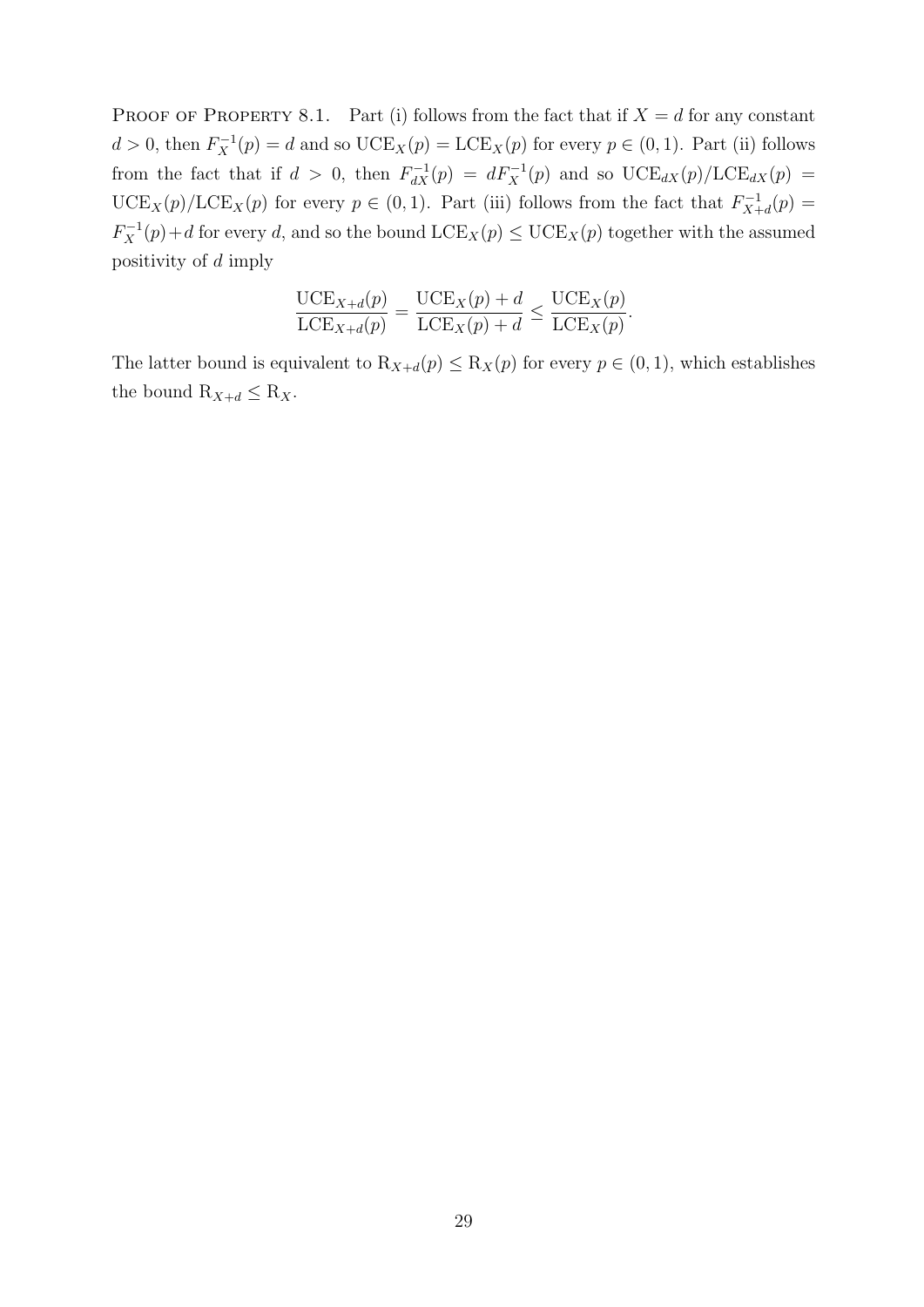PROOF OF PROPERTY 8.1. Part (i) follows from the fact that if $X = d$ for any constant $d > 0$, then $F_X^{-1}(p) = d$ and so $\mathrm{UCE}_X(p) = \mathrm{LCE}_X(p)$ for every $p \in (0,1)$. Part (ii) follows from the fact that if $d > 0$, then $F_{dX}^{-1}(p) = dF_X^{-1}(p)$ and so $\mathrm{UCE}_{dX}(p)/\mathrm{LCE}_{dX}(p) = \mathrm{UCE}_X(p)/\mathrm{LCE}_X(p)$ for every $p \in (0,1)$. Part (iii) follows from the fact that $F_{X+d}^{-1}(p) = F_X^{-1}(p)+d$ for every $d$, and so the bound $\mathrm{LCE}_X(p) \leq \mathrm{UCE}_X(p)$ together with the assumed positivity of $d$ imply

$$\frac{\mathrm{UCE}_{X+d}(p)}{\mathrm{LCE}_{X+d}(p)} = \frac{\mathrm{UCE}_X(p)+d}{\mathrm{LCE}_X(p)+d} \leq \frac{\mathrm{UCE}_X(p)}{\mathrm{LCE}_X(p)}.$$

The latter bound is equivalent to $\mathrm{R}_{X+d}(p) \leq \mathrm{R}_X(p)$ for every $p \in (0,1)$, which establishes the bound $\mathrm{R}_{X+d} \leq \mathrm{R}_X$.